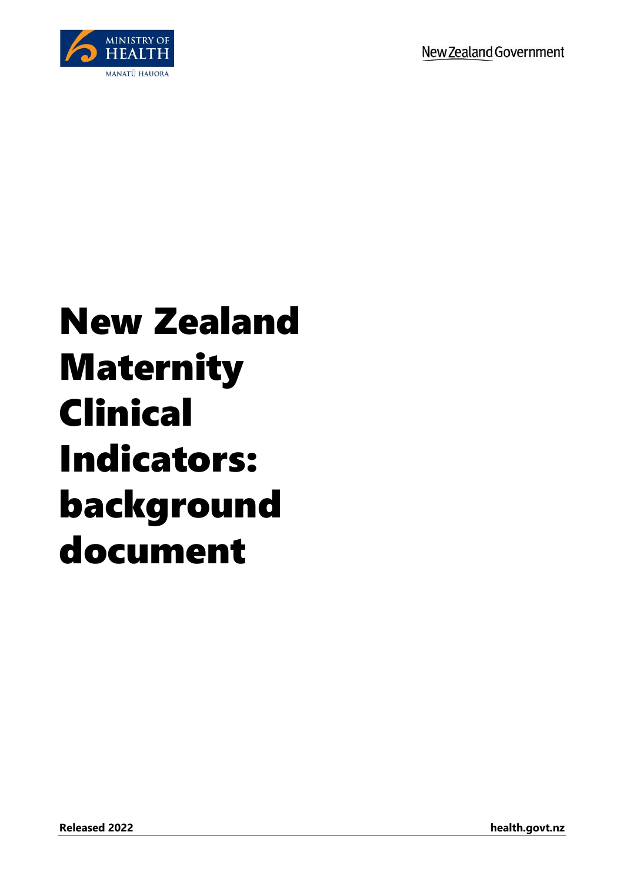MINISTRY OF HEALTH

MANATŪ HAUORA

New Zealand Government

# New Zealand Maternity Clinical Indicators: background document

**Released 2022**

**health.govt.nz**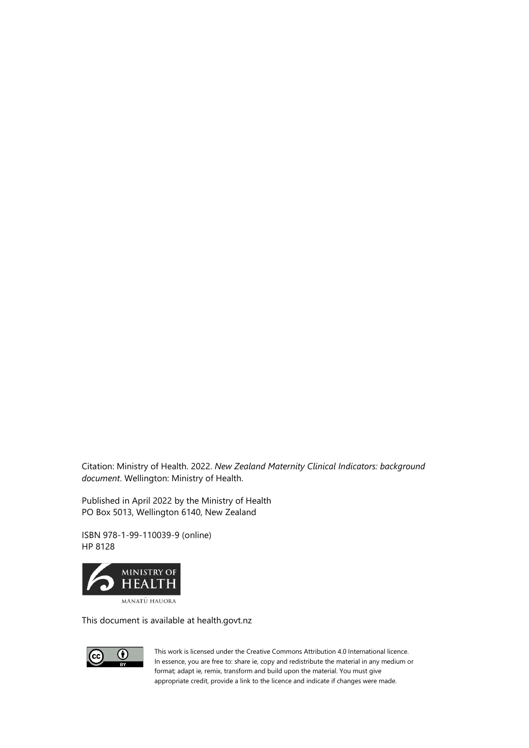Citation: Ministry of Health. 2022. *New Zealand Maternity Clinical Indicators: background document*. Wellington: Ministry of Health.

Published in April 2022 by the Ministry of Health
PO Box 5013, Wellington 6140, New Zealand

ISBN 978-1-99-110039-9 (online)
HP 8128

This document is available at health.govt.nz

This work is licensed under the Creative Commons Attribution 4.0 International licence. In essence, you are free to: share ie, copy and redistribute the material in any medium or format; adapt ie, remix, transform and build upon the material. You must give appropriate credit, provide a link to the licence and indicate if changes were made.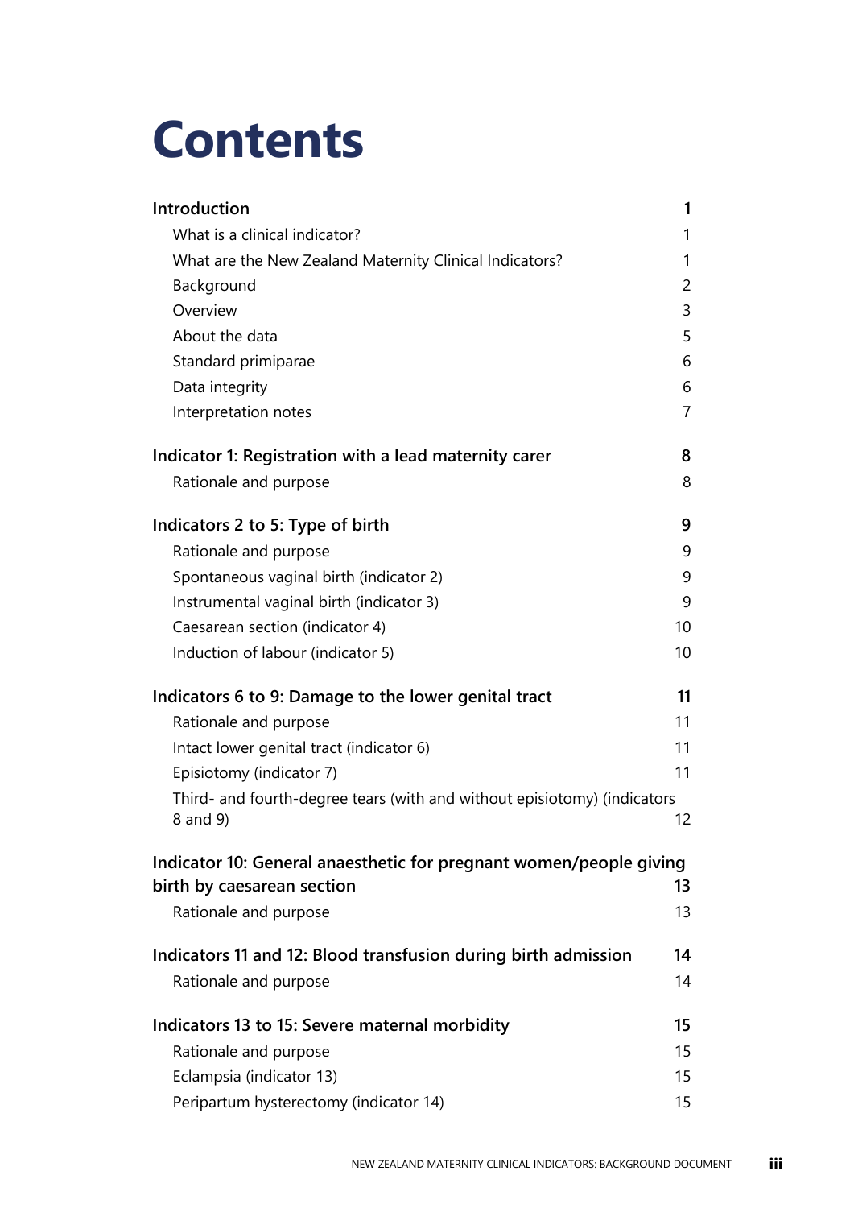# Contents

| | |
|---|---|
| **Introduction** | **1** |
| What is a clinical indicator? | 1 |
| What are the New Zealand Maternity Clinical Indicators? | 1 |
| Background | 2 |
| Overview | 3 |
| About the data | 5 |
| Standard primiparae | 6 |
| Data integrity | 6 |
| Interpretation notes | 7 |
| **Indicator 1: Registration with a lead maternity carer** | **8** |
| Rationale and purpose | 8 |
| **Indicators 2 to 5: Type of birth** | **9** |
| Rationale and purpose | 9 |
| Spontaneous vaginal birth (indicator 2) | 9 |
| Instrumental vaginal birth (indicator 3) | 9 |
| Caesarean section (indicator 4) | 10 |
| Induction of labour (indicator 5) | 10 |
| **Indicators 6 to 9: Damage to the lower genital tract** | **11** |
| Rationale and purpose | 11 |
| Intact lower genital tract (indicator 6) | 11 |
| Episiotomy (indicator 7) | 11 |
| Third- and fourth-degree tears (with and without episiotomy) (indicators 8 and 9) | 12 |
| **Indicator 10: General anaesthetic for pregnant women/people giving birth by caesarean section** | **13** |
| Rationale and purpose | 13 |
| **Indicators 11 and 12: Blood transfusion during birth admission** | **14** |
| Rationale and purpose | 14 |
| **Indicators 13 to 15: Severe maternal morbidity** | **15** |
| Rationale and purpose | 15 |
| Eclampsia (indicator 13) | 15 |
| Peripartum hysterectomy (indicator 14) | 15 |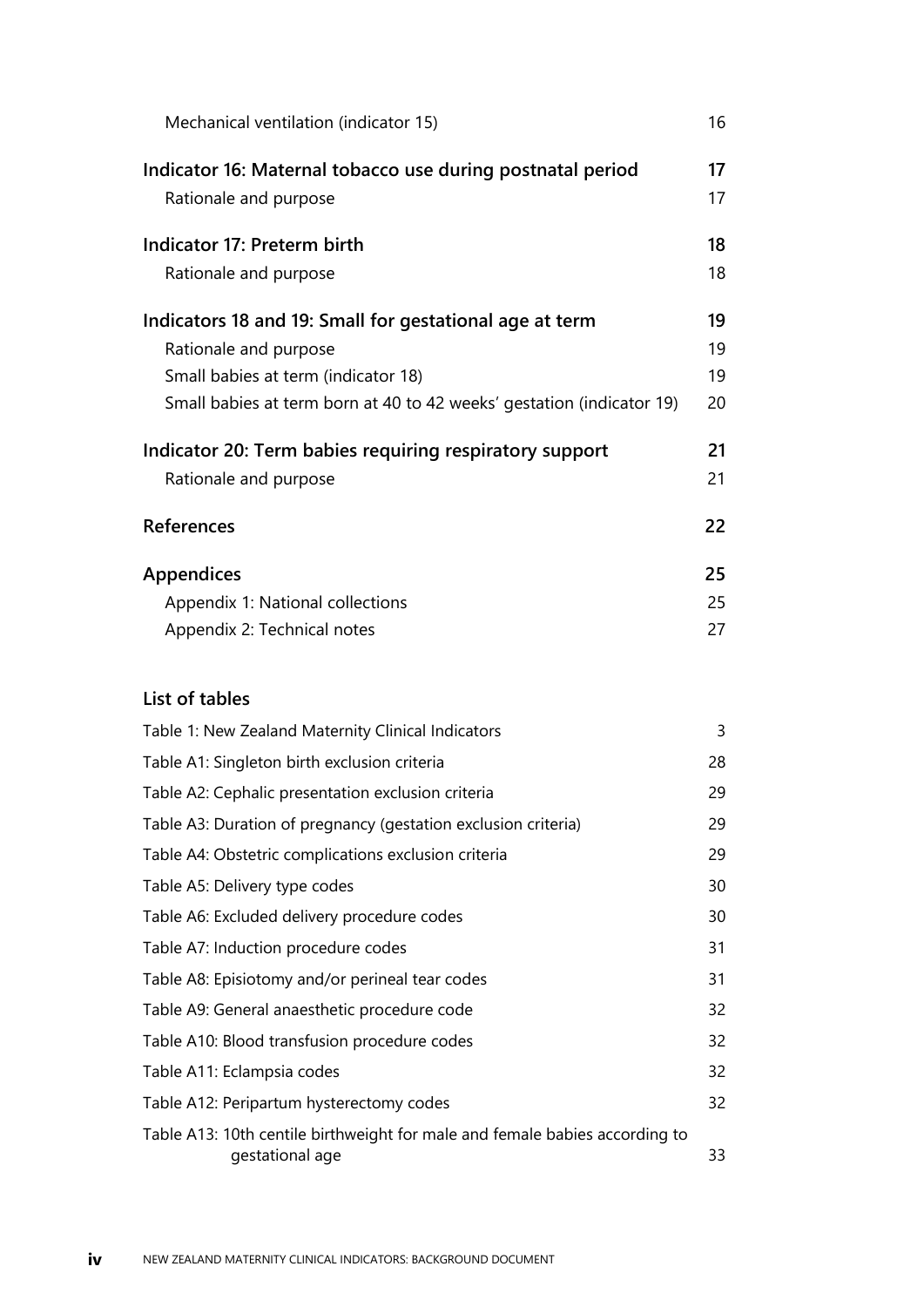Mechanical ventilation (indicator 15) 16

**Indicator 16: Maternal tobacco use during postnatal period** **17**

Rationale and purpose 17

**Indicator 17: Preterm birth** **18**

Rationale and purpose 18

**Indicators 18 and 19: Small for gestational age at term** **19**

Rationale and purpose 19

Small babies at term (indicator 18) 19

Small babies at term born at 40 to 42 weeks' gestation (indicator 19) 20

**Indicator 20: Term babies requiring respiratory support** **21**

Rationale and purpose 21

**References** **22**

**Appendices** **25**

Appendix 1: National collections 25

Appendix 2: Technical notes 27

## List of tables

Table 1: New Zealand Maternity Clinical Indicators 3

Table A1: Singleton birth exclusion criteria 28

Table A2: Cephalic presentation exclusion criteria 29

Table A3: Duration of pregnancy (gestation exclusion criteria) 29

Table A4: Obstetric complications exclusion criteria 29

Table A5: Delivery type codes 30

Table A6: Excluded delivery procedure codes 30

Table A7: Induction procedure codes 31

Table A8: Episiotomy and/or perineal tear codes 31

Table A9: General anaesthetic procedure code 32

Table A10: Blood transfusion procedure codes 32

Table A11: Eclampsia codes 32

Table A12: Peripartum hysterectomy codes 32

Table A13: 10th centile birthweight for male and female babies according to gestational age 33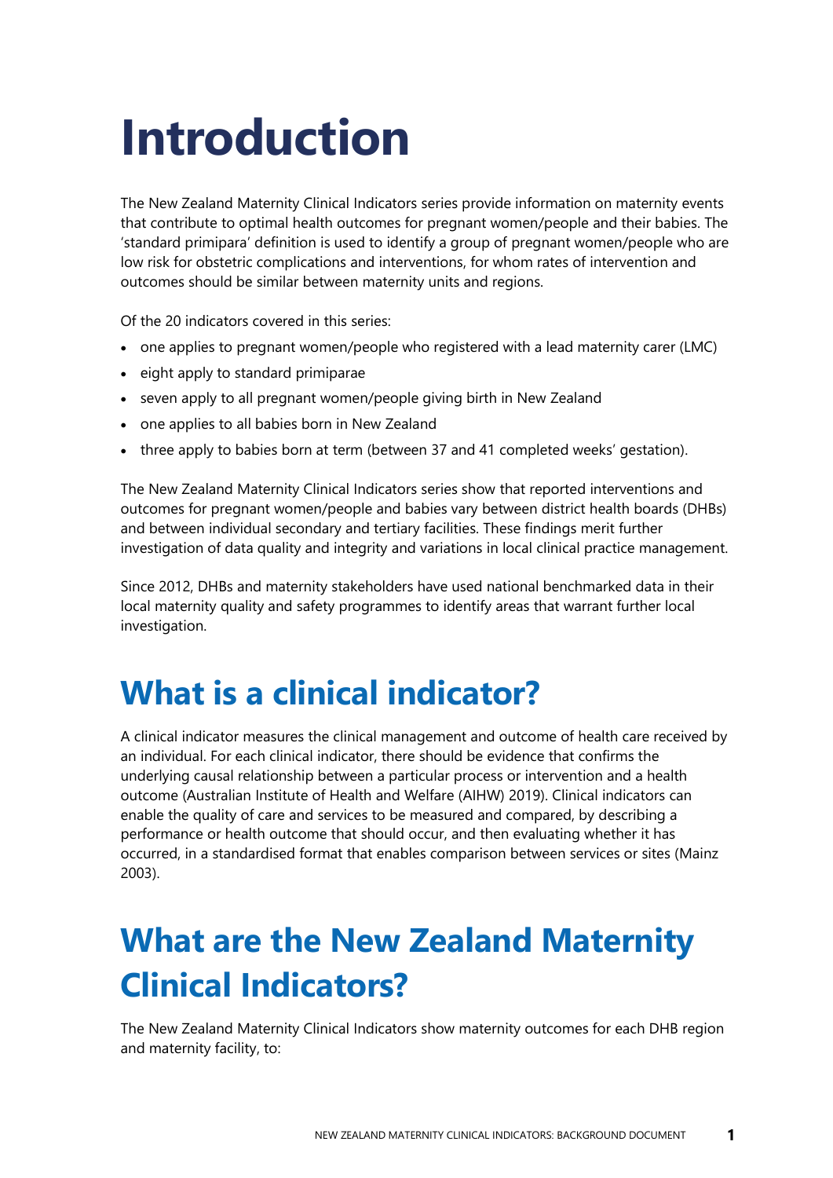# Introduction

The New Zealand Maternity Clinical Indicators series provide information on maternity events that contribute to optimal health outcomes for pregnant women/people and their babies. The 'standard primipara' definition is used to identify a group of pregnant women/people who are low risk for obstetric complications and interventions, for whom rates of intervention and outcomes should be similar between maternity units and regions.

Of the 20 indicators covered in this series:

- one applies to pregnant women/people who registered with a lead maternity carer (LMC)
- eight apply to standard primiparae
- seven apply to all pregnant women/people giving birth in New Zealand
- one applies to all babies born in New Zealand
- three apply to babies born at term (between 37 and 41 completed weeks' gestation).

The New Zealand Maternity Clinical Indicators series show that reported interventions and outcomes for pregnant women/people and babies vary between district health boards (DHBs) and between individual secondary and tertiary facilities. These findings merit further investigation of data quality and integrity and variations in local clinical practice management.

Since 2012, DHBs and maternity stakeholders have used national benchmarked data in their local maternity quality and safety programmes to identify areas that warrant further local investigation.

## What is a clinical indicator?

A clinical indicator measures the clinical management and outcome of health care received by an individual. For each clinical indicator, there should be evidence that confirms the underlying causal relationship between a particular process or intervention and a health outcome (Australian Institute of Health and Welfare (AIHW) 2019). Clinical indicators can enable the quality of care and services to be measured and compared, by describing a performance or health outcome that should occur, and then evaluating whether it has occurred, in a standardised format that enables comparison between services or sites (Mainz 2003).

## What are the New Zealand Maternity Clinical Indicators?

The New Zealand Maternity Clinical Indicators show maternity outcomes for each DHB region and maternity facility, to: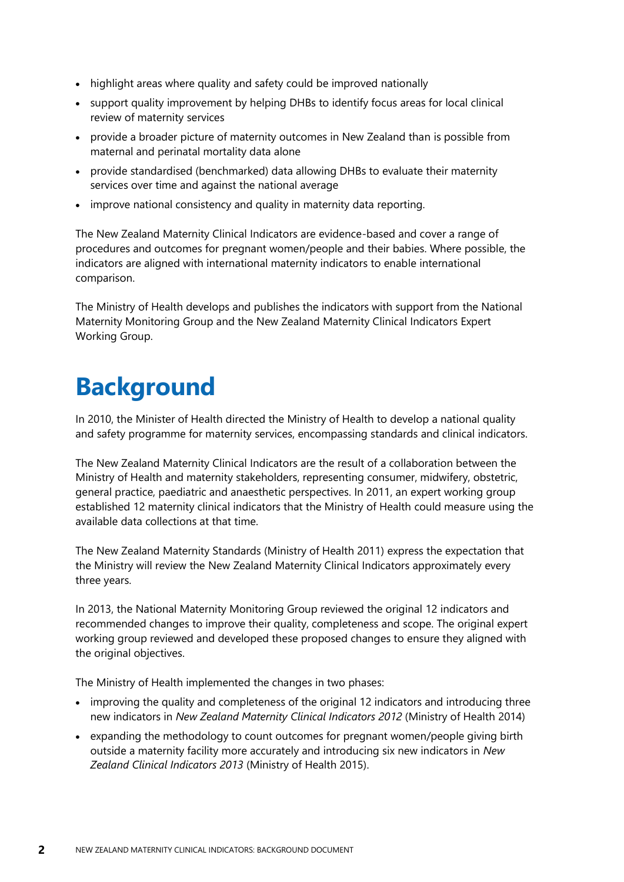- highlight areas where quality and safety could be improved nationally
- support quality improvement by helping DHBs to identify focus areas for local clinical review of maternity services
- provide a broader picture of maternity outcomes in New Zealand than is possible from maternal and perinatal mortality data alone
- provide standardised (benchmarked) data allowing DHBs to evaluate their maternity services over time and against the national average
- improve national consistency and quality in maternity data reporting.

The New Zealand Maternity Clinical Indicators are evidence-based and cover a range of procedures and outcomes for pregnant women/people and their babies. Where possible, the indicators are aligned with international maternity indicators to enable international comparison.

The Ministry of Health develops and publishes the indicators with support from the National Maternity Monitoring Group and the New Zealand Maternity Clinical Indicators Expert Working Group.

# Background

In 2010, the Minister of Health directed the Ministry of Health to develop a national quality and safety programme for maternity services, encompassing standards and clinical indicators.

The New Zealand Maternity Clinical Indicators are the result of a collaboration between the Ministry of Health and maternity stakeholders, representing consumer, midwifery, obstetric, general practice, paediatric and anaesthetic perspectives. In 2011, an expert working group established 12 maternity clinical indicators that the Ministry of Health could measure using the available data collections at that time.

The New Zealand Maternity Standards (Ministry of Health 2011) express the expectation that the Ministry will review the New Zealand Maternity Clinical Indicators approximately every three years.

In 2013, the National Maternity Monitoring Group reviewed the original 12 indicators and recommended changes to improve their quality, completeness and scope. The original expert working group reviewed and developed these proposed changes to ensure they aligned with the original objectives.

The Ministry of Health implemented the changes in two phases:

- improving the quality and completeness of the original 12 indicators and introducing three new indicators in *New Zealand Maternity Clinical Indicators 2012* (Ministry of Health 2014)
- expanding the methodology to count outcomes for pregnant women/people giving birth outside a maternity facility more accurately and introducing six new indicators in *New Zealand Clinical Indicators 2013* (Ministry of Health 2015).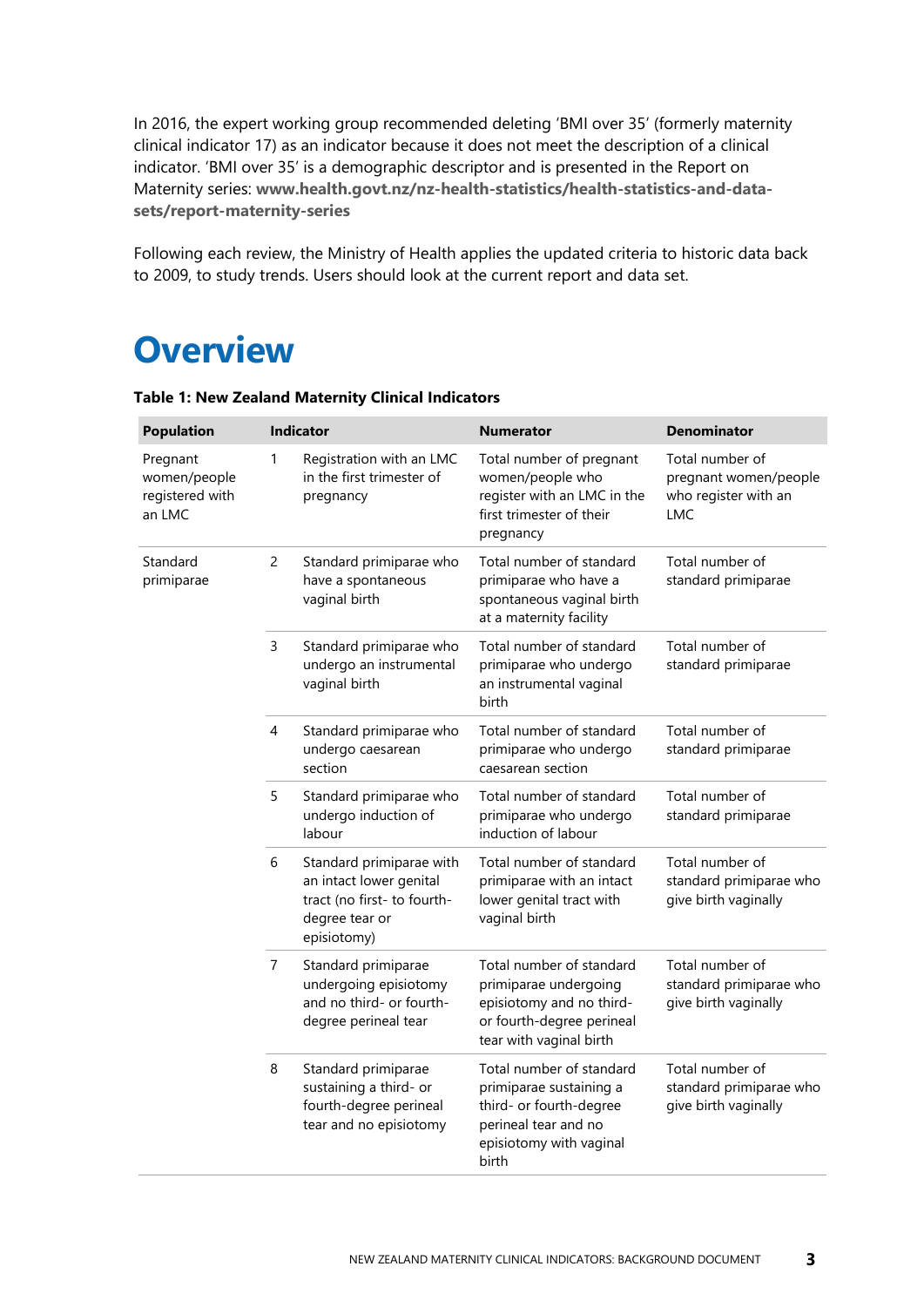In 2016, the expert working group recommended deleting 'BMI over 35' (formerly maternity clinical indicator 17) as an indicator because it does not meet the description of a clinical indicator. 'BMI over 35' is a demographic descriptor and is presented in the Report on Maternity series: **www.health.govt.nz/nz-health-statistics/health-statistics-and-data-sets/report-maternity-series**

Following each review, the Ministry of Health applies the updated criteria to historic data back to 2009, to study trends. Users should look at the current report and data set.

# Overview

**Table 1: New Zealand Maternity Clinical Indicators**

| Population | Indicator | | Numerator | Denominator |
|---|---|---|---|---|
| Pregnant women/people registered with an LMC | 1 | Registration with an LMC in the first trimester of pregnancy | Total number of pregnant women/people who register with an LMC in the first trimester of their pregnancy | Total number of pregnant women/people who register with an LMC |
| Standard primiparae | 2 | Standard primiparae who have a spontaneous vaginal birth | Total number of standard primiparae who have a spontaneous vaginal birth at a maternity facility | Total number of standard primiparae |
| | 3 | Standard primiparae who undergo an instrumental vaginal birth | Total number of standard primiparae who undergo an instrumental vaginal birth | Total number of standard primiparae |
| | 4 | Standard primiparae who undergo caesarean section | Total number of standard primiparae who undergo caesarean section | Total number of standard primiparae |
| | 5 | Standard primiparae who undergo induction of labour | Total number of standard primiparae who undergo induction of labour | Total number of standard primiparae |
| | 6 | Standard primiparae with an intact lower genital tract (no first- to fourth-degree tear or episiotomy) | Total number of standard primiparae with an intact lower genital tract with vaginal birth | Total number of standard primiparae who give birth vaginally |
| | 7 | Standard primiparae undergoing episiotomy and no third- or fourth-degree perineal tear | Total number of standard primiparae undergoing episiotomy and no third- or fourth-degree perineal tear with vaginal birth | Total number of standard primiparae who give birth vaginally |
| | 8 | Standard primiparae sustaining a third- or fourth-degree perineal tear and no episiotomy | Total number of standard primiparae sustaining a third- or fourth-degree perineal tear and no episiotomy with vaginal birth | Total number of standard primiparae who give birth vaginally |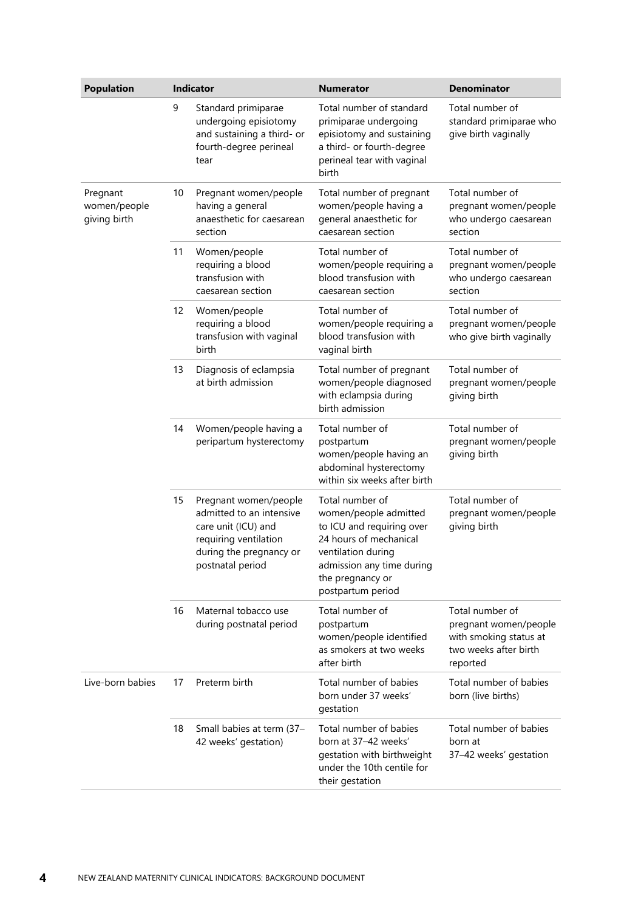| Population | Indicator | | Numerator | Denominator |
|---|---|---|---|---|
| | 9 | Standard primiparae undergoing episiotomy and sustaining a third- or fourth-degree perineal tear | Total number of standard primiparae undergoing episiotomy and sustaining a third- or fourth-degree perineal tear with vaginal birth | Total number of standard primiparae who give birth vaginally |
| Pregnant women/people giving birth | 10 | Pregnant women/people having a general anaesthetic for caesarean section | Total number of pregnant women/people having a general anaesthetic for caesarean section | Total number of pregnant women/people who undergo caesarean section |
| | 11 | Women/people requiring a blood transfusion with caesarean section | Total number of women/people requiring a blood transfusion with caesarean section | Total number of pregnant women/people who undergo caesarean section |
| | 12 | Women/people requiring a blood transfusion with vaginal birth | Total number of women/people requiring a blood transfusion with vaginal birth | Total number of pregnant women/people who give birth vaginally |
| | 13 | Diagnosis of eclampsia at birth admission | Total number of pregnant women/people diagnosed with eclampsia during birth admission | Total number of pregnant women/people giving birth |
| | 14 | Women/people having a peripartum hysterectomy | Total number of postpartum women/people having an abdominal hysterectomy within six weeks after birth | Total number of pregnant women/people giving birth |
| | 15 | Pregnant women/people admitted to an intensive care unit (ICU) and requiring ventilation during the pregnancy or postnatal period | Total number of women/people admitted to ICU and requiring over 24 hours of mechanical ventilation during admission any time during the pregnancy or postpartum period | Total number of pregnant women/people giving birth |
| | 16 | Maternal tobacco use during postnatal period | Total number of postpartum women/people identified as smokers at two weeks after birth | Total number of pregnant women/people with smoking status at two weeks after birth reported |
| Live-born babies | 17 | Preterm birth | Total number of babies born under 37 weeks' gestation | Total number of babies born (live births) |
| | 18 | Small babies at term (37–42 weeks' gestation) | Total number of babies born at 37–42 weeks' gestation with birthweight under the 10th centile for their gestation | Total number of babies born at 37–42 weeks' gestation |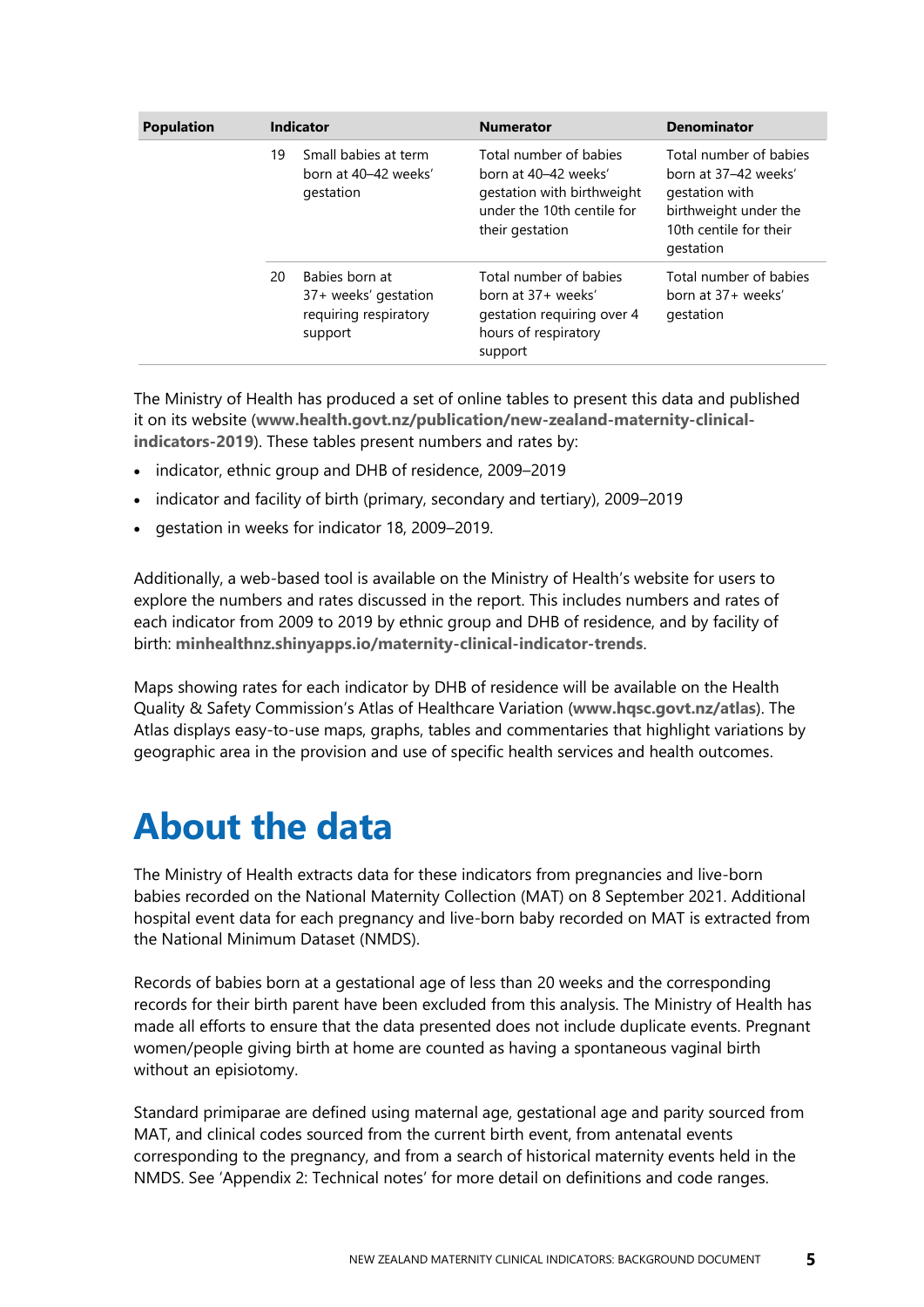| Population | Indicator | | Numerator | Denominator |
|---|---|---|---|---|
| | 19 | Small babies at term born at 40–42 weeks' gestation | Total number of babies born at 40–42 weeks' gestation with birthweight under the 10th centile for their gestation | Total number of babies born at 37–42 weeks' gestation with birthweight under the 10th centile for their gestation |
| | 20 | Babies born at 37+ weeks' gestation requiring respiratory support | Total number of babies born at 37+ weeks' gestation requiring over 4 hours of respiratory support | Total number of babies born at 37+ weeks' gestation |

The Ministry of Health has produced a set of online tables to present this data and published it on its website (**www.health.govt.nz/publication/new-zealand-maternity-clinical-indicators-2019**). These tables present numbers and rates by:

- indicator, ethnic group and DHB of residence, 2009–2019
- indicator and facility of birth (primary, secondary and tertiary), 2009–2019
- gestation in weeks for indicator 18, 2009–2019.

Additionally, a web-based tool is available on the Ministry of Health's website for users to explore the numbers and rates discussed in the report. This includes numbers and rates of each indicator from 2009 to 2019 by ethnic group and DHB of residence, and by facility of birth: **minhealthnz.shinyapps.io/maternity-clinical-indicator-trends**.

Maps showing rates for each indicator by DHB of residence will be available on the Health Quality & Safety Commission's Atlas of Healthcare Variation (**www.hqsc.govt.nz/atlas**). The Atlas displays easy-to-use maps, graphs, tables and commentaries that highlight variations by geographic area in the provision and use of specific health services and health outcomes.

# About the data

The Ministry of Health extracts data for these indicators from pregnancies and live-born babies recorded on the National Maternity Collection (MAT) on 8 September 2021. Additional hospital event data for each pregnancy and live-born baby recorded on MAT is extracted from the National Minimum Dataset (NMDS).

Records of babies born at a gestational age of less than 20 weeks and the corresponding records for their birth parent have been excluded from this analysis. The Ministry of Health has made all efforts to ensure that the data presented does not include duplicate events. Pregnant women/people giving birth at home are counted as having a spontaneous vaginal birth without an episiotomy.

Standard primiparae are defined using maternal age, gestational age and parity sourced from MAT, and clinical codes sourced from the current birth event, from antenatal events corresponding to the pregnancy, and from a search of historical maternity events held in the NMDS. See 'Appendix 2: Technical notes' for more detail on definitions and code ranges.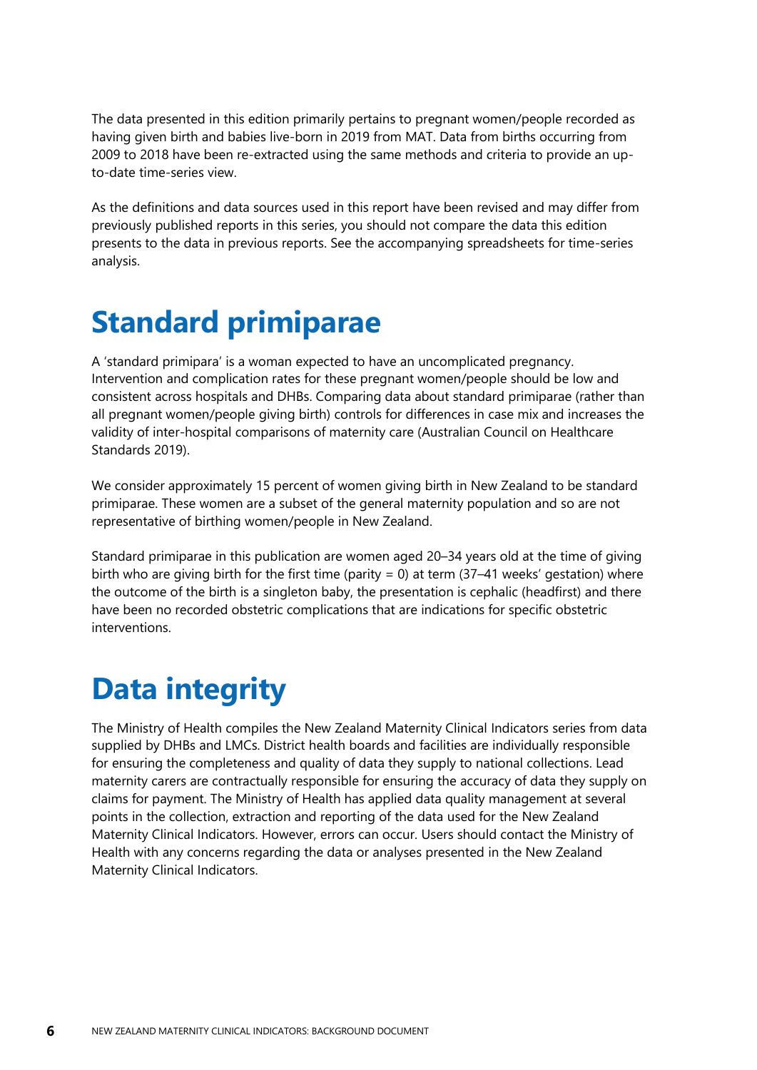The data presented in this edition primarily pertains to pregnant women/people recorded as having given birth and babies live-born in 2019 from MAT. Data from births occurring from 2009 to 2018 have been re-extracted using the same methods and criteria to provide an up-to-date time-series view.

As the definitions and data sources used in this report have been revised and may differ from previously published reports in this series, you should not compare the data this edition presents to the data in previous reports. See the accompanying spreadsheets for time-series analysis.

# Standard primiparae

A 'standard primipara' is a woman expected to have an uncomplicated pregnancy. Intervention and complication rates for these pregnant women/people should be low and consistent across hospitals and DHBs. Comparing data about standard primiparae (rather than all pregnant women/people giving birth) controls for differences in case mix and increases the validity of inter-hospital comparisons of maternity care (Australian Council on Healthcare Standards 2019).

We consider approximately 15 percent of women giving birth in New Zealand to be standard primiparae. These women are a subset of the general maternity population and so are not representative of birthing women/people in New Zealand.

Standard primiparae in this publication are women aged 20–34 years old at the time of giving birth who are giving birth for the first time (parity = 0) at term (37–41 weeks' gestation) where the outcome of the birth is a singleton baby, the presentation is cephalic (headfirst) and there have been no recorded obstetric complications that are indications for specific obstetric interventions.

# Data integrity

The Ministry of Health compiles the New Zealand Maternity Clinical Indicators series from data supplied by DHBs and LMCs. District health boards and facilities are individually responsible for ensuring the completeness and quality of data they supply to national collections. Lead maternity carers are contractually responsible for ensuring the accuracy of data they supply on claims for payment. The Ministry of Health has applied data quality management at several points in the collection, extraction and reporting of the data used for the New Zealand Maternity Clinical Indicators. However, errors can occur. Users should contact the Ministry of Health with any concerns regarding the data or analyses presented in the New Zealand Maternity Clinical Indicators.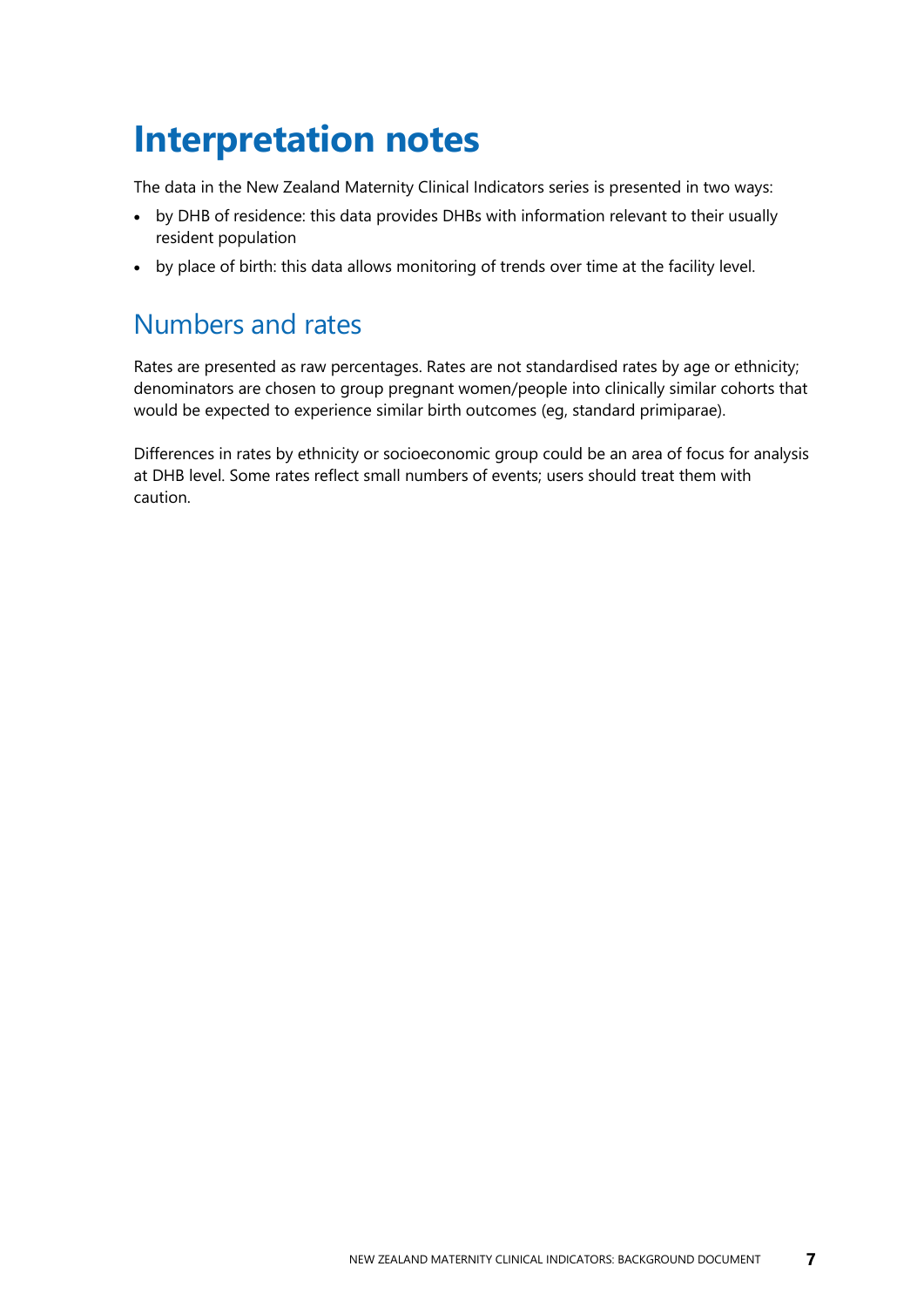# Interpretation notes

The data in the New Zealand Maternity Clinical Indicators series is presented in two ways:

- by DHB of residence: this data provides DHBs with information relevant to their usually resident population
- by place of birth: this data allows monitoring of trends over time at the facility level.

## Numbers and rates

Rates are presented as raw percentages. Rates are not standardised rates by age or ethnicity; denominators are chosen to group pregnant women/people into clinically similar cohorts that would be expected to experience similar birth outcomes (eg, standard primiparae).

Differences in rates by ethnicity or socioeconomic group could be an area of focus for analysis at DHB level. Some rates reflect small numbers of events; users should treat them with caution.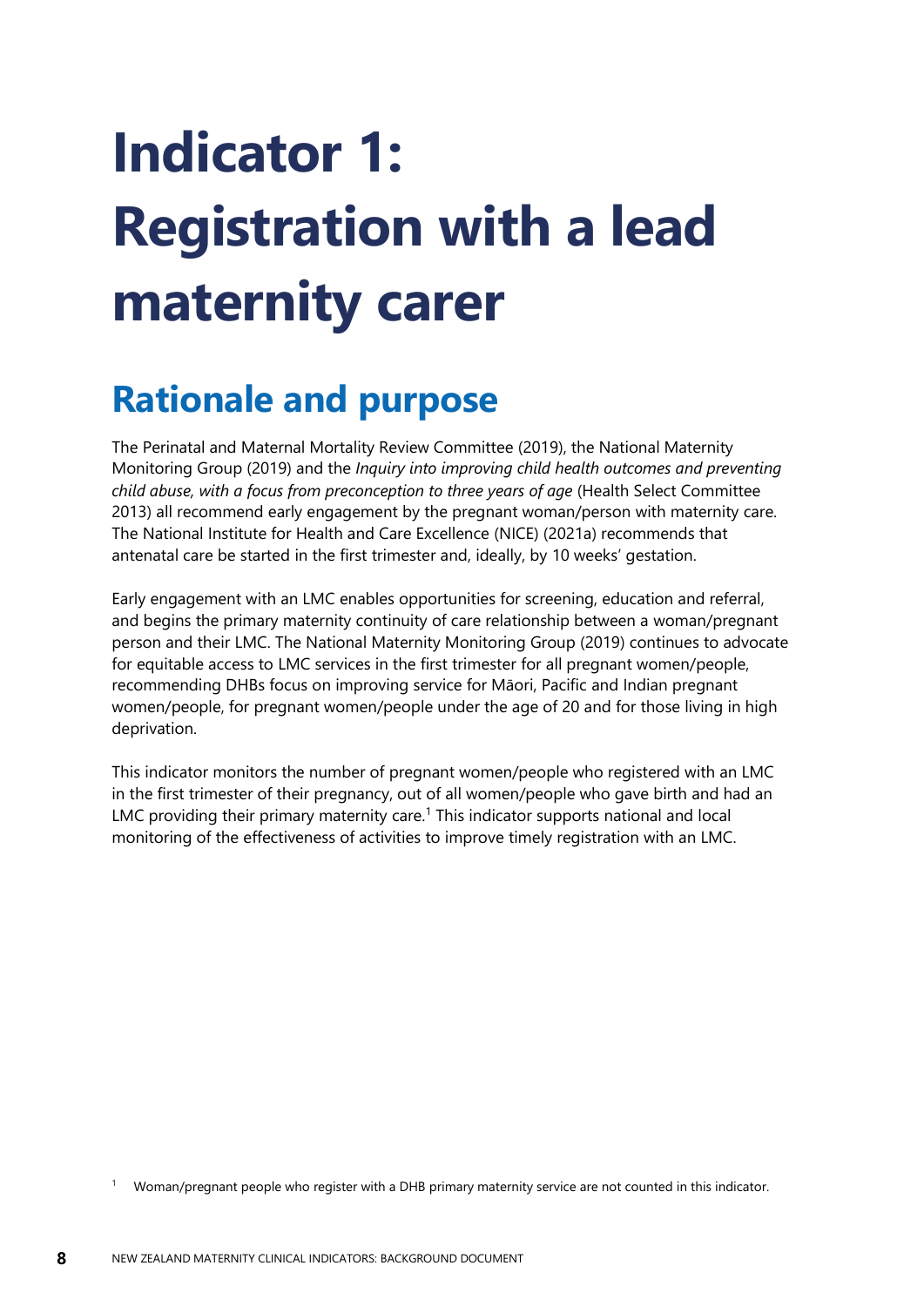# Indicator 1: Registration with a lead maternity carer

## Rationale and purpose

The Perinatal and Maternal Mortality Review Committee (2019), the National Maternity Monitoring Group (2019) and the *Inquiry into improving child health outcomes and preventing child abuse, with a focus from preconception to three years of age* (Health Select Committee 2013) all recommend early engagement by the pregnant woman/person with maternity care. The National Institute for Health and Care Excellence (NICE) (2021a) recommends that antenatal care be started in the first trimester and, ideally, by 10 weeks' gestation.

Early engagement with an LMC enables opportunities for screening, education and referral, and begins the primary maternity continuity of care relationship between a woman/pregnant person and their LMC. The National Maternity Monitoring Group (2019) continues to advocate for equitable access to LMC services in the first trimester for all pregnant women/people, recommending DHBs focus on improving service for Māori, Pacific and Indian pregnant women/people, for pregnant women/people under the age of 20 and for those living in high deprivation.

This indicator monitors the number of pregnant women/people who registered with an LMC in the first trimester of their pregnancy, out of all women/people who gave birth and had an LMC providing their primary maternity care.[1] This indicator supports national and local monitoring of the effectiveness of activities to improve timely registration with an LMC.

[1] Woman/pregnant people who register with a DHB primary maternity service are not counted in this indicator.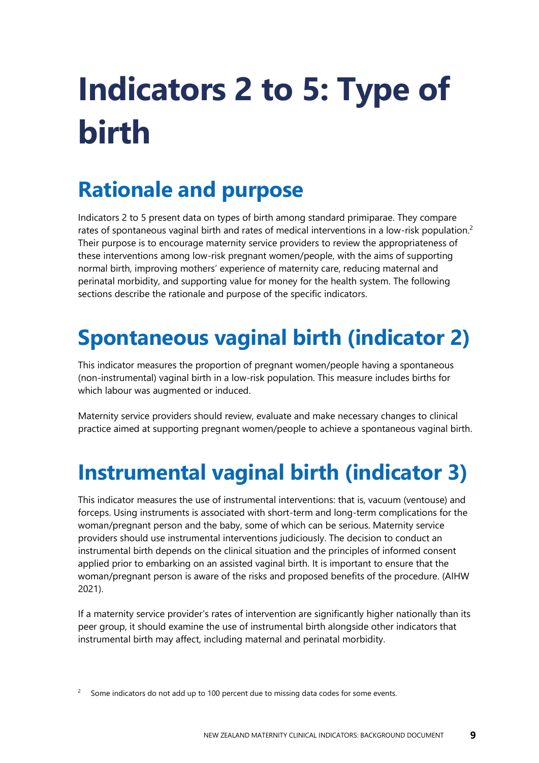# Indicators 2 to 5: Type of birth

## Rationale and purpose

Indicators 2 to 5 present data on types of birth among standard primiparae. They compare rates of spontaneous vaginal birth and rates of medical interventions in a low-risk population.[2] Their purpose is to encourage maternity service providers to review the appropriateness of these interventions among low-risk pregnant women/people, with the aims of supporting normal birth, improving mothers' experience of maternity care, reducing maternal and perinatal morbidity, and supporting value for money for the health system. The following sections describe the rationale and purpose of the specific indicators.

## Spontaneous vaginal birth (indicator 2)

This indicator measures the proportion of pregnant women/people having a spontaneous (non-instrumental) vaginal birth in a low-risk population. This measure includes births for which labour was augmented or induced.

Maternity service providers should review, evaluate and make necessary changes to clinical practice aimed at supporting pregnant women/people to achieve a spontaneous vaginal birth.

## Instrumental vaginal birth (indicator 3)

This indicator measures the use of instrumental interventions: that is, vacuum (ventouse) and forceps. Using instruments is associated with short-term and long-term complications for the woman/pregnant person and the baby, some of which can be serious. Maternity service providers should use instrumental interventions judiciously. The decision to conduct an instrumental birth depends on the clinical situation and the principles of informed consent applied prior to embarking on an assisted vaginal birth. It is important to ensure that the woman/pregnant person is aware of the risks and proposed benefits of the procedure. (AIHW 2021).

If a maternity service provider's rates of intervention are significantly higher nationally than its peer group, it should examine the use of instrumental birth alongside other indicators that instrumental birth may affect, including maternal and perinatal morbidity.

---

[2] Some indicators do not add up to 100 percent due to missing data codes for some events.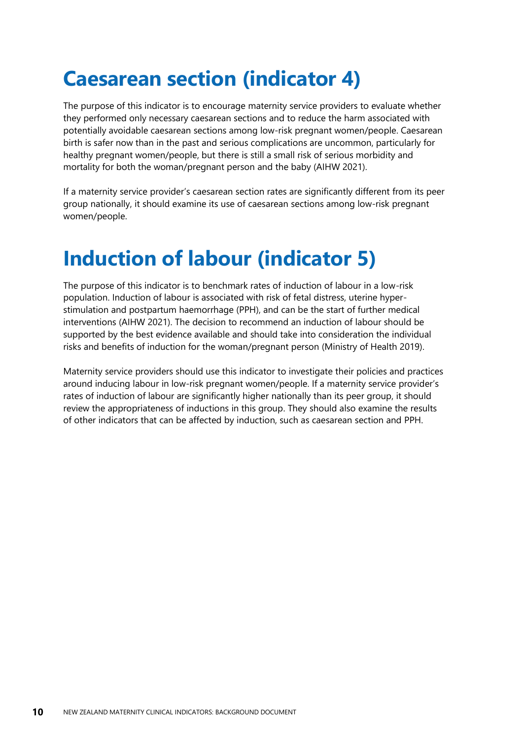# Caesarean section (indicator 4)

The purpose of this indicator is to encourage maternity service providers to evaluate whether they performed only necessary caesarean sections and to reduce the harm associated with potentially avoidable caesarean sections among low-risk pregnant women/people. Caesarean birth is safer now than in the past and serious complications are uncommon, particularly for healthy pregnant women/people, but there is still a small risk of serious morbidity and mortality for both the woman/pregnant person and the baby (AIHW 2021).

If a maternity service provider's caesarean section rates are significantly different from its peer group nationally, it should examine its use of caesarean sections among low-risk pregnant women/people.

# Induction of labour (indicator 5)

The purpose of this indicator is to benchmark rates of induction of labour in a low-risk population. Induction of labour is associated with risk of fetal distress, uterine hyper-stimulation and postpartum haemorrhage (PPH), and can be the start of further medical interventions (AIHW 2021). The decision to recommend an induction of labour should be supported by the best evidence available and should take into consideration the individual risks and benefits of induction for the woman/pregnant person (Ministry of Health 2019).

Maternity service providers should use this indicator to investigate their policies and practices around inducing labour in low-risk pregnant women/people. If a maternity service provider's rates of induction of labour are significantly higher nationally than its peer group, it should review the appropriateness of inductions in this group. They should also examine the results of other indicators that can be affected by induction, such as caesarean section and PPH.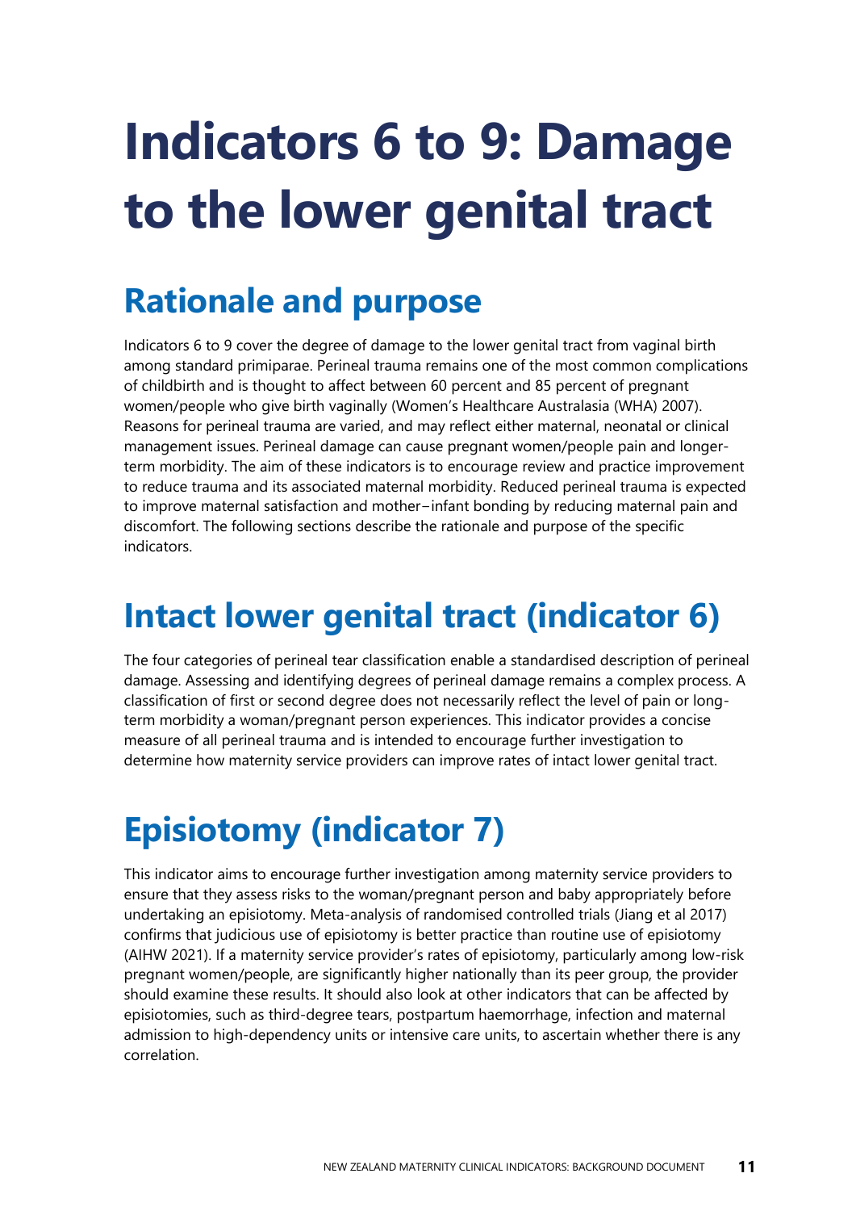# Indicators 6 to 9: Damage to the lower genital tract

## Rationale and purpose

Indicators 6 to 9 cover the degree of damage to the lower genital tract from vaginal birth among standard primiparae. Perineal trauma remains one of the most common complications of childbirth and is thought to affect between 60 percent and 85 percent of pregnant women/people who give birth vaginally (Women's Healthcare Australasia (WHA) 2007). Reasons for perineal trauma are varied, and may reflect either maternal, neonatal or clinical management issues. Perineal damage can cause pregnant women/people pain and longer-term morbidity. The aim of these indicators is to encourage review and practice improvement to reduce trauma and its associated maternal morbidity. Reduced perineal trauma is expected to improve maternal satisfaction and mother–infant bonding by reducing maternal pain and discomfort. The following sections describe the rationale and purpose of the specific indicators.

## Intact lower genital tract (indicator 6)

The four categories of perineal tear classification enable a standardised description of perineal damage. Assessing and identifying degrees of perineal damage remains a complex process. A classification of first or second degree does not necessarily reflect the level of pain or long-term morbidity a woman/pregnant person experiences. This indicator provides a concise measure of all perineal trauma and is intended to encourage further investigation to determine how maternity service providers can improve rates of intact lower genital tract.

## Episiotomy (indicator 7)

This indicator aims to encourage further investigation among maternity service providers to ensure that they assess risks to the woman/pregnant person and baby appropriately before undertaking an episiotomy. Meta-analysis of randomised controlled trials (Jiang et al 2017) confirms that judicious use of episiotomy is better practice than routine use of episiotomy (AIHW 2021). If a maternity service provider's rates of episiotomy, particularly among low-risk pregnant women/people, are significantly higher nationally than its peer group, the provider should examine these results. It should also look at other indicators that can be affected by episiotomies, such as third-degree tears, postpartum haemorrhage, infection and maternal admission to high-dependency units or intensive care units, to ascertain whether there is any correlation.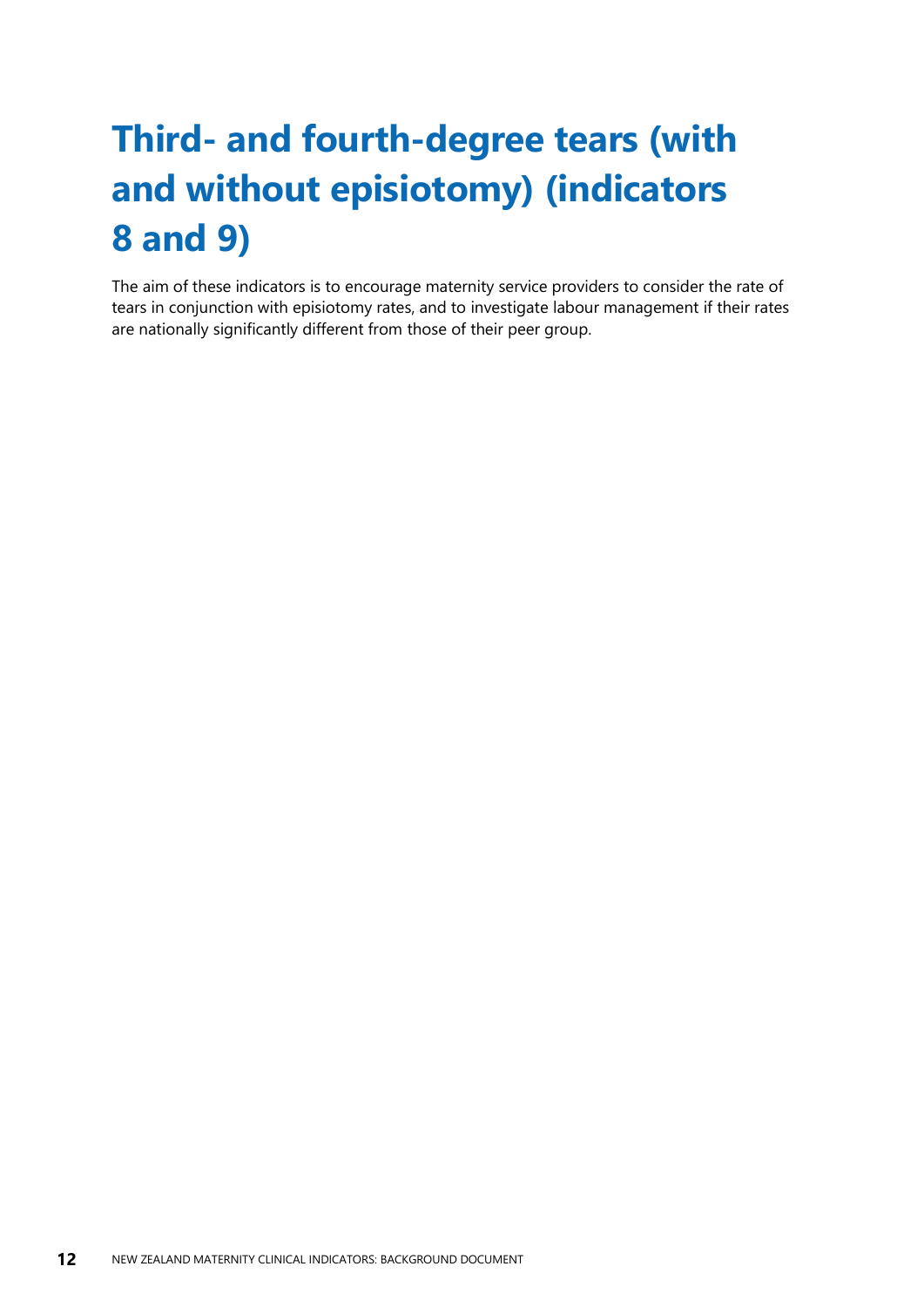# Third- and fourth-degree tears (with and without episiotomy) (indicators 8 and 9)

The aim of these indicators is to encourage maternity service providers to consider the rate of tears in conjunction with episiotomy rates, and to investigate labour management if their rates are nationally significantly different from those of their peer group.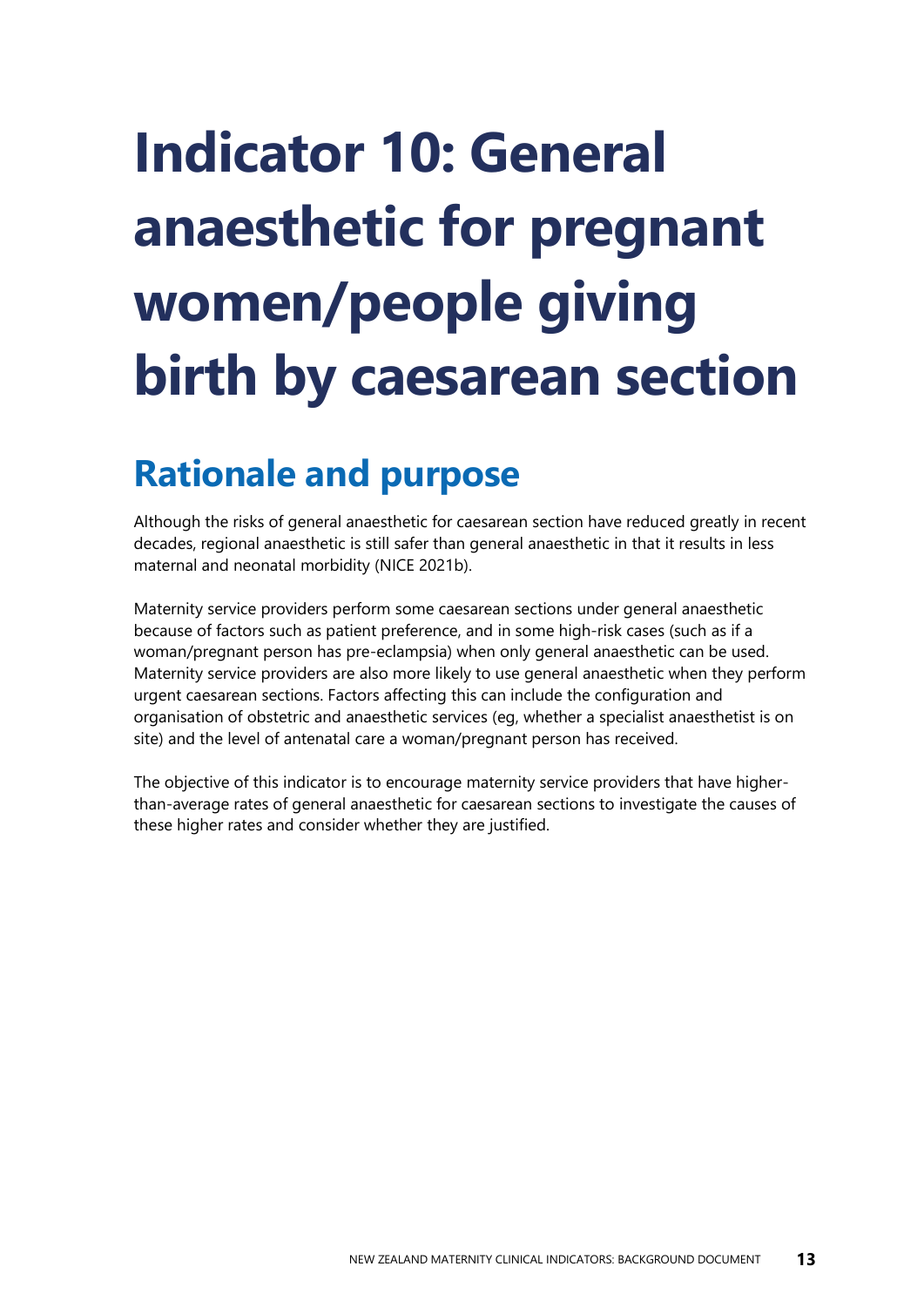# Indicator 10: General anaesthetic for pregnant women/people giving birth by caesarean section

## Rationale and purpose

Although the risks of general anaesthetic for caesarean section have reduced greatly in recent decades, regional anaesthetic is still safer than general anaesthetic in that it results in less maternal and neonatal morbidity (NICE 2021b).

Maternity service providers perform some caesarean sections under general anaesthetic because of factors such as patient preference, and in some high-risk cases (such as if a woman/pregnant person has pre-eclampsia) when only general anaesthetic can be used. Maternity service providers are also more likely to use general anaesthetic when they perform urgent caesarean sections. Factors affecting this can include the configuration and organisation of obstetric and anaesthetic services (eg, whether a specialist anaesthetist is on site) and the level of antenatal care a woman/pregnant person has received.

The objective of this indicator is to encourage maternity service providers that have higher-than-average rates of general anaesthetic for caesarean sections to investigate the causes of these higher rates and consider whether they are justified.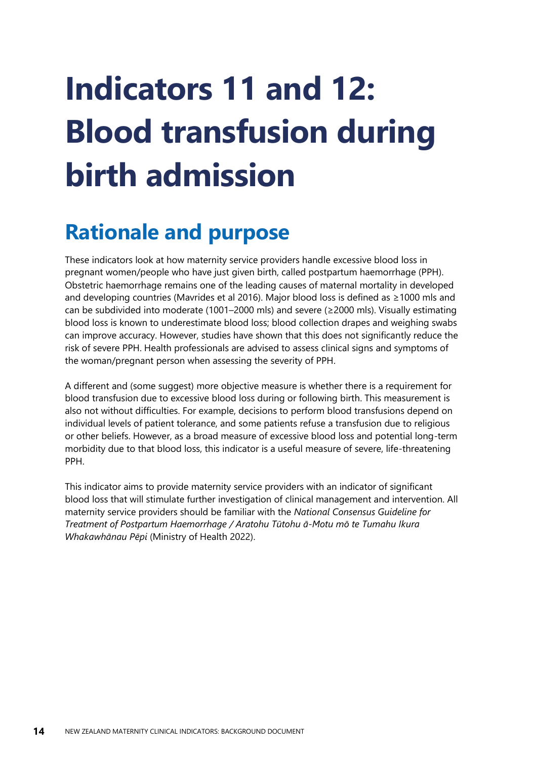# Indicators 11 and 12: Blood transfusion during birth admission

## Rationale and purpose

These indicators look at how maternity service providers handle excessive blood loss in pregnant women/people who have just given birth, called postpartum haemorrhage (PPH). Obstetric haemorrhage remains one of the leading causes of maternal mortality in developed and developing countries (Mavrides et al 2016). Major blood loss is defined as ≥1000 mls and can be subdivided into moderate (1001–2000 mls) and severe (≥2000 mls). Visually estimating blood loss is known to underestimate blood loss; blood collection drapes and weighing swabs can improve accuracy. However, studies have shown that this does not significantly reduce the risk of severe PPH. Health professionals are advised to assess clinical signs and symptoms of the woman/pregnant person when assessing the severity of PPH.

A different and (some suggest) more objective measure is whether there is a requirement for blood transfusion due to excessive blood loss during or following birth. This measurement is also not without difficulties. For example, decisions to perform blood transfusions depend on individual levels of patient tolerance, and some patients refuse a transfusion due to religious or other beliefs. However, as a broad measure of excessive blood loss and potential long-term morbidity due to that blood loss, this indicator is a useful measure of severe, life-threatening PPH.

This indicator aims to provide maternity service providers with an indicator of significant blood loss that will stimulate further investigation of clinical management and intervention. All maternity service providers should be familiar with the *National Consensus Guideline for Treatment of Postpartum Haemorrhage / Aratohu Tūtohu ā-Motu mō te Tumahu Ikura Whakawhānau Pēpi* (Ministry of Health 2022).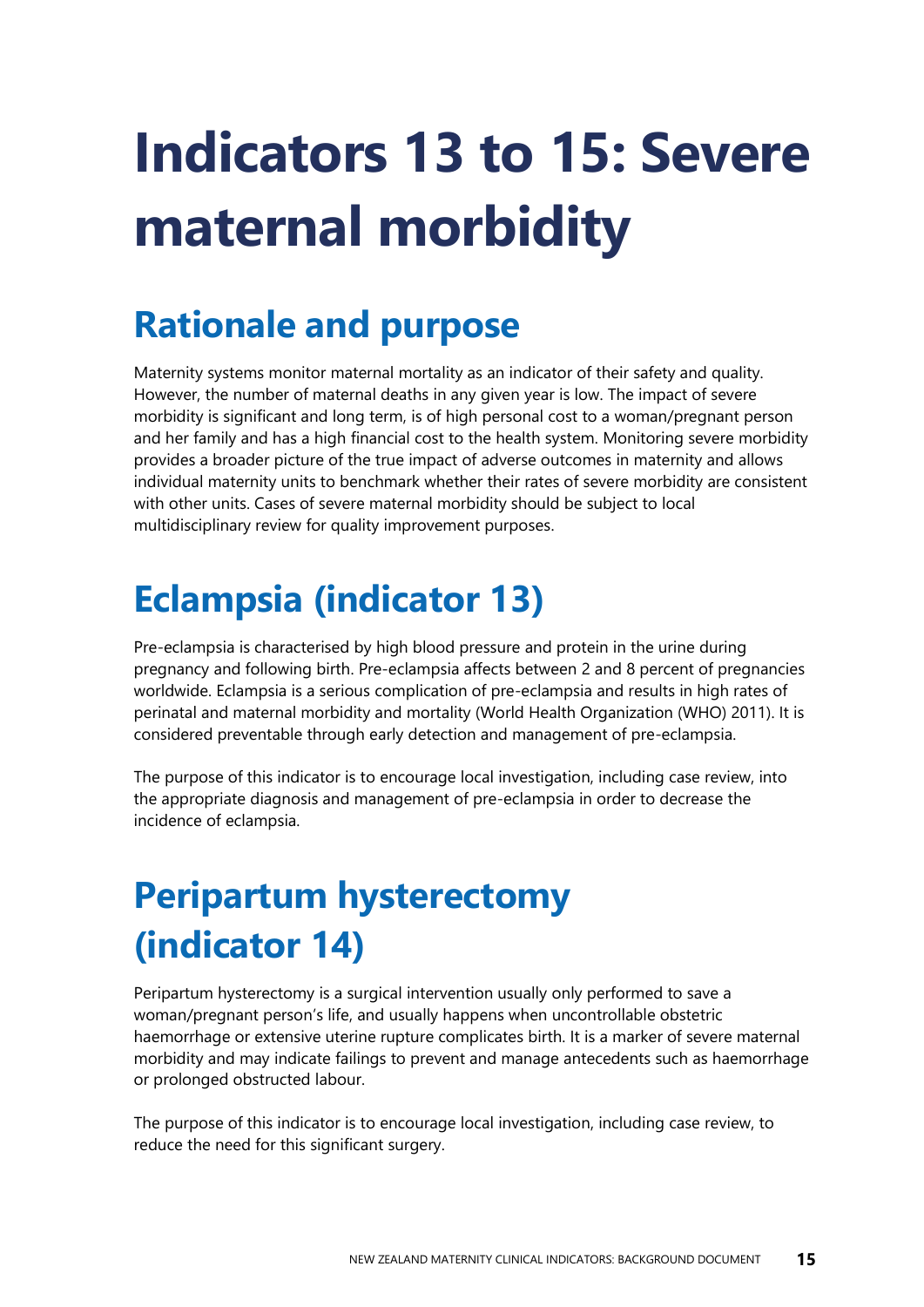# Indicators 13 to 15: Severe maternal morbidity

## Rationale and purpose

Maternity systems monitor maternal mortality as an indicator of their safety and quality. However, the number of maternal deaths in any given year is low. The impact of severe morbidity is significant and long term, is of high personal cost to a woman/pregnant person and her family and has a high financial cost to the health system. Monitoring severe morbidity provides a broader picture of the true impact of adverse outcomes in maternity and allows individual maternity units to benchmark whether their rates of severe morbidity are consistent with other units. Cases of severe maternal morbidity should be subject to local multidisciplinary review for quality improvement purposes.

## Eclampsia (indicator 13)

Pre-eclampsia is characterised by high blood pressure and protein in the urine during pregnancy and following birth. Pre-eclampsia affects between 2 and 8 percent of pregnancies worldwide. Eclampsia is a serious complication of pre-eclampsia and results in high rates of perinatal and maternal morbidity and mortality (World Health Organization (WHO) 2011). It is considered preventable through early detection and management of pre-eclampsia.

The purpose of this indicator is to encourage local investigation, including case review, into the appropriate diagnosis and management of pre-eclampsia in order to decrease the incidence of eclampsia.

## Peripartum hysterectomy (indicator 14)

Peripartum hysterectomy is a surgical intervention usually only performed to save a woman/pregnant person's life, and usually happens when uncontrollable obstetric haemorrhage or extensive uterine rupture complicates birth. It is a marker of severe maternal morbidity and may indicate failings to prevent and manage antecedents such as haemorrhage or prolonged obstructed labour.

The purpose of this indicator is to encourage local investigation, including case review, to reduce the need for this significant surgery.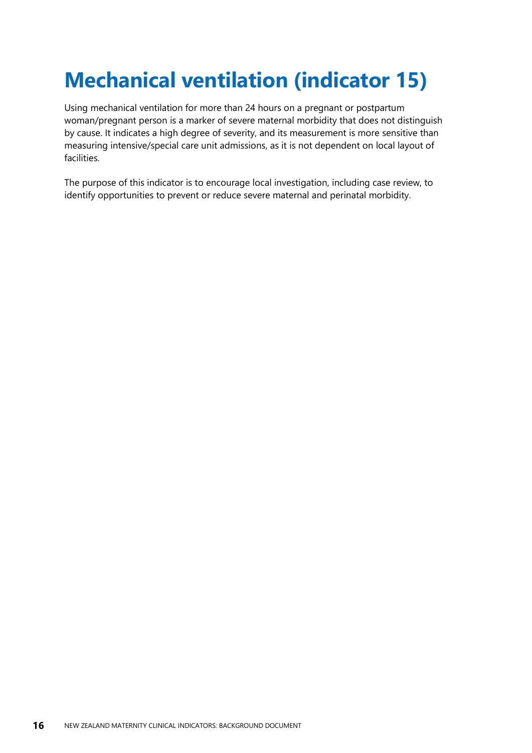# Mechanical ventilation (indicator 15)

Using mechanical ventilation for more than 24 hours on a pregnant or postpartum woman/pregnant person is a marker of severe maternal morbidity that does not distinguish by cause. It indicates a high degree of severity, and its measurement is more sensitive than measuring intensive/special care unit admissions, as it is not dependent on local layout of facilities.

The purpose of this indicator is to encourage local investigation, including case review, to identify opportunities to prevent or reduce severe maternal and perinatal morbidity.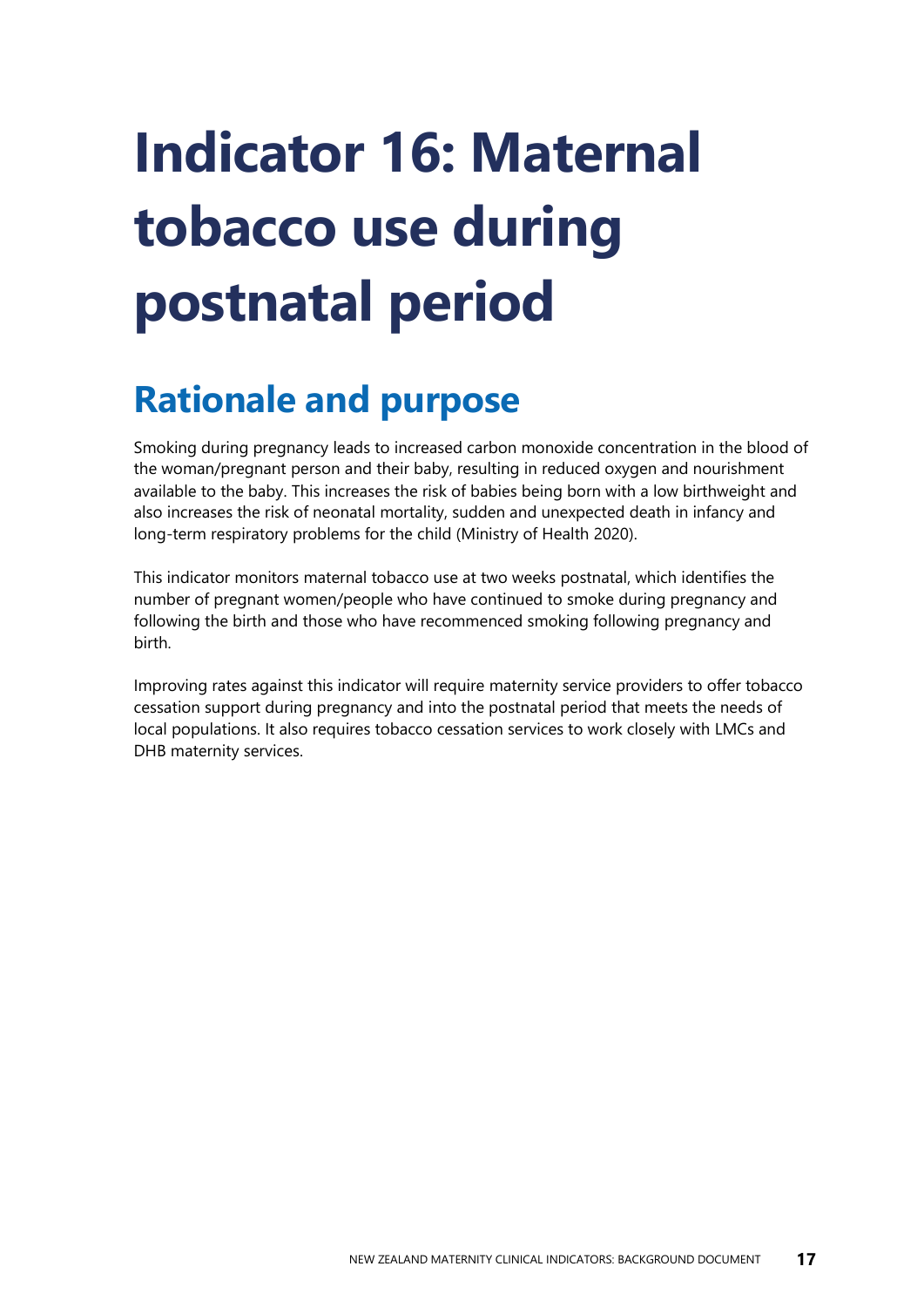# Indicator 16: Maternal tobacco use during postnatal period

## Rationale and purpose

Smoking during pregnancy leads to increased carbon monoxide concentration in the blood of the woman/pregnant person and their baby, resulting in reduced oxygen and nourishment available to the baby. This increases the risk of babies being born with a low birthweight and also increases the risk of neonatal mortality, sudden and unexpected death in infancy and long-term respiratory problems for the child (Ministry of Health 2020).

This indicator monitors maternal tobacco use at two weeks postnatal, which identifies the number of pregnant women/people who have continued to smoke during pregnancy and following the birth and those who have recommenced smoking following pregnancy and birth.

Improving rates against this indicator will require maternity service providers to offer tobacco cessation support during pregnancy and into the postnatal period that meets the needs of local populations. It also requires tobacco cessation services to work closely with LMCs and DHB maternity services.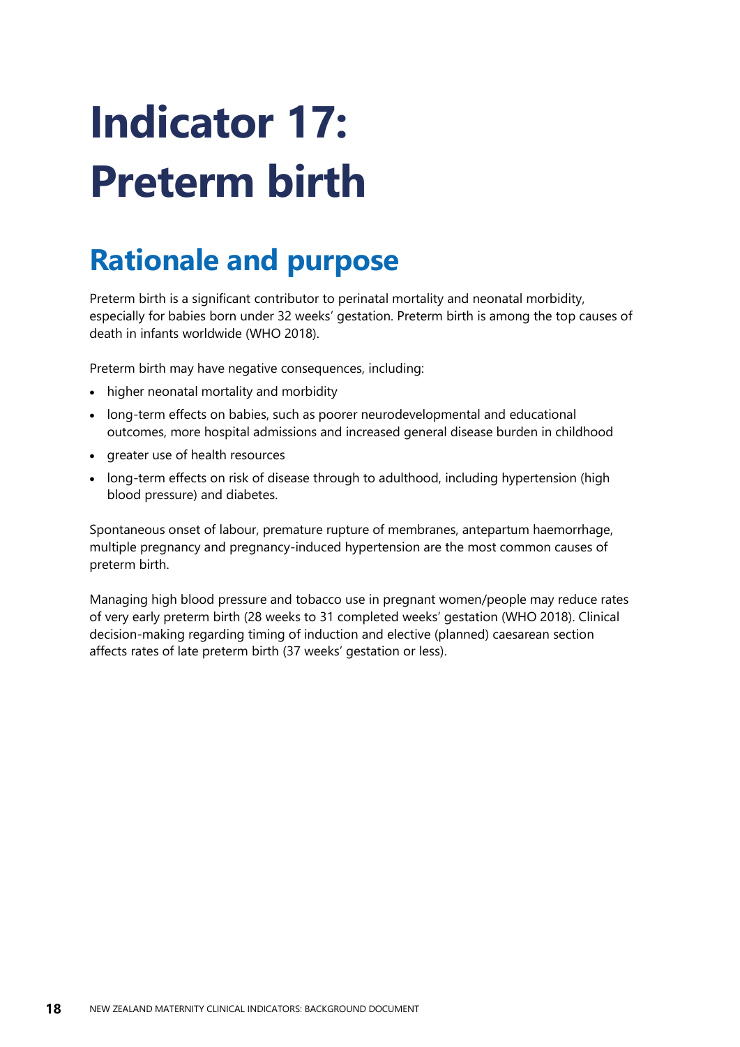# Indicator 17: Preterm birth

## Rationale and purpose

Preterm birth is a significant contributor to perinatal mortality and neonatal morbidity, especially for babies born under 32 weeks' gestation. Preterm birth is among the top causes of death in infants worldwide (WHO 2018).

Preterm birth may have negative consequences, including:

- higher neonatal mortality and morbidity
- long-term effects on babies, such as poorer neurodevelopmental and educational outcomes, more hospital admissions and increased general disease burden in childhood
- greater use of health resources
- long-term effects on risk of disease through to adulthood, including hypertension (high blood pressure) and diabetes.

Spontaneous onset of labour, premature rupture of membranes, antepartum haemorrhage, multiple pregnancy and pregnancy-induced hypertension are the most common causes of preterm birth.

Managing high blood pressure and tobacco use in pregnant women/people may reduce rates of very early preterm birth (28 weeks to 31 completed weeks' gestation (WHO 2018). Clinical decision-making regarding timing of induction and elective (planned) caesarean section affects rates of late preterm birth (37 weeks' gestation or less).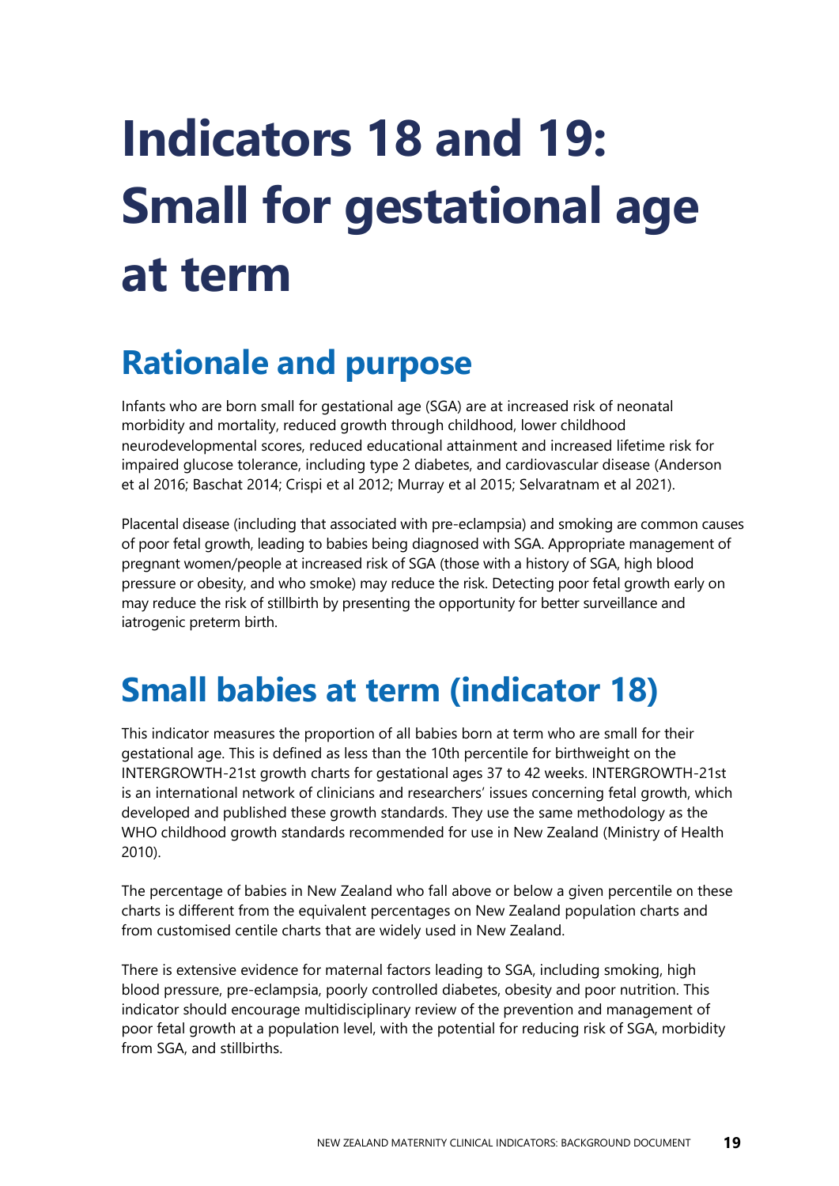# Indicators 18 and 19: Small for gestational age at term

## Rationale and purpose

Infants who are born small for gestational age (SGA) are at increased risk of neonatal morbidity and mortality, reduced growth through childhood, lower childhood neurodevelopmental scores, reduced educational attainment and increased lifetime risk for impaired glucose tolerance, including type 2 diabetes, and cardiovascular disease (Anderson et al 2016; Baschat 2014; Crispi et al 2012; Murray et al 2015; Selvaratnam et al 2021).

Placental disease (including that associated with pre-eclampsia) and smoking are common causes of poor fetal growth, leading to babies being diagnosed with SGA. Appropriate management of pregnant women/people at increased risk of SGA (those with a history of SGA, high blood pressure or obesity, and who smoke) may reduce the risk. Detecting poor fetal growth early on may reduce the risk of stillbirth by presenting the opportunity for better surveillance and iatrogenic preterm birth.

## Small babies at term (indicator 18)

This indicator measures the proportion of all babies born at term who are small for their gestational age. This is defined as less than the 10th percentile for birthweight on the INTERGROWTH-21st growth charts for gestational ages 37 to 42 weeks. INTERGROWTH-21st is an international network of clinicians and researchers' issues concerning fetal growth, which developed and published these growth standards. They use the same methodology as the WHO childhood growth standards recommended for use in New Zealand (Ministry of Health 2010).

The percentage of babies in New Zealand who fall above or below a given percentile on these charts is different from the equivalent percentages on New Zealand population charts and from customised centile charts that are widely used in New Zealand.

There is extensive evidence for maternal factors leading to SGA, including smoking, high blood pressure, pre-eclampsia, poorly controlled diabetes, obesity and poor nutrition. This indicator should encourage multidisciplinary review of the prevention and management of poor fetal growth at a population level, with the potential for reducing risk of SGA, morbidity from SGA, and stillbirths.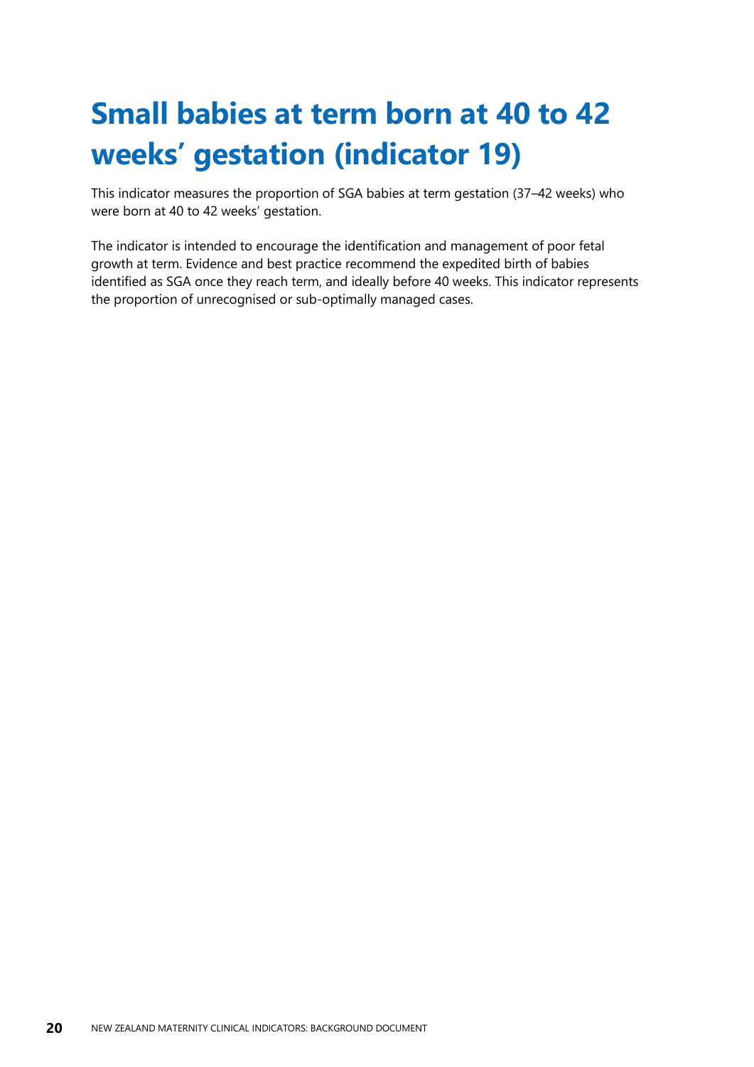# Small babies at term born at 40 to 42 weeks' gestation (indicator 19)

This indicator measures the proportion of SGA babies at term gestation (37–42 weeks) who were born at 40 to 42 weeks' gestation.

The indicator is intended to encourage the identification and management of poor fetal growth at term. Evidence and best practice recommend the expedited birth of babies identified as SGA once they reach term, and ideally before 40 weeks. This indicator represents the proportion of unrecognised or sub-optimally managed cases.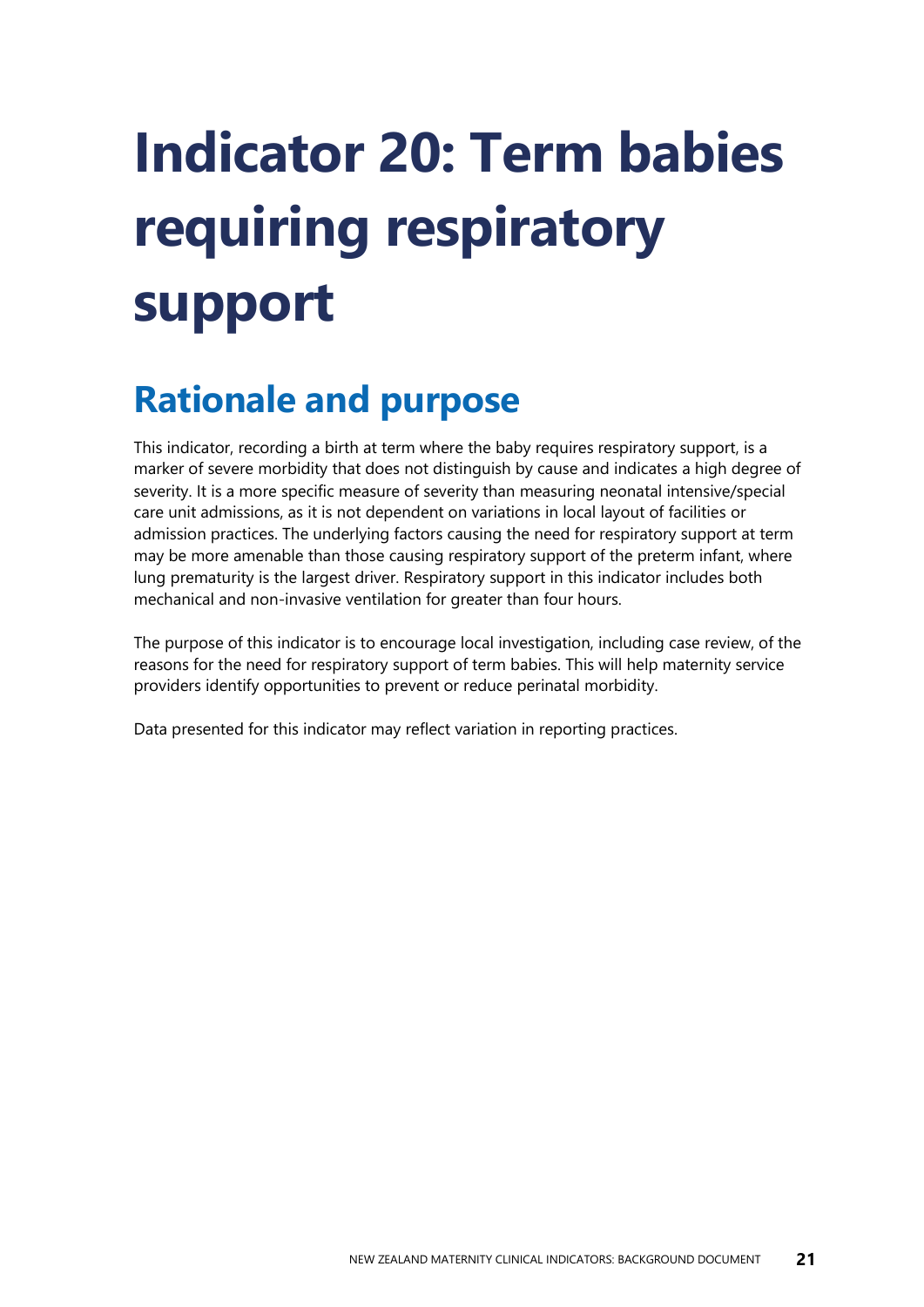# Indicator 20: Term babies requiring respiratory support

## Rationale and purpose

This indicator, recording a birth at term where the baby requires respiratory support, is a marker of severe morbidity that does not distinguish by cause and indicates a high degree of severity. It is a more specific measure of severity than measuring neonatal intensive/special care unit admissions, as it is not dependent on variations in local layout of facilities or admission practices. The underlying factors causing the need for respiratory support at term may be more amenable than those causing respiratory support of the preterm infant, where lung prematurity is the largest driver. Respiratory support in this indicator includes both mechanical and non-invasive ventilation for greater than four hours.

The purpose of this indicator is to encourage local investigation, including case review, of the reasons for the need for respiratory support of term babies. This will help maternity service providers identify opportunities to prevent or reduce perinatal morbidity.

Data presented for this indicator may reflect variation in reporting practices.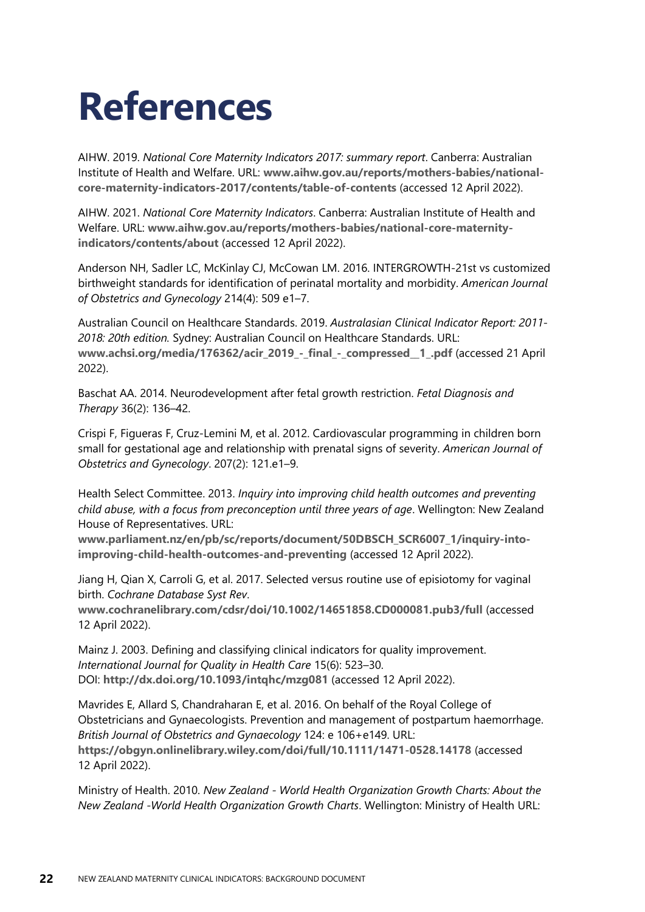# References

AIHW. 2019. *National Core Maternity Indicators 2017: summary report*. Canberra: Australian Institute of Health and Welfare. URL: **www.aihw.gov.au/reports/mothers-babies/national-core-maternity-indicators-2017/contents/table-of-contents** (accessed 12 April 2022).

AIHW. 2021. *National Core Maternity Indicators*. Canberra: Australian Institute of Health and Welfare. URL: **www.aihw.gov.au/reports/mothers-babies/national-core-maternity-indicators/contents/about** (accessed 12 April 2022).

Anderson NH, Sadler LC, McKinlay CJ, McCowan LM. 2016. INTERGROWTH-21st vs customized birthweight standards for identification of perinatal mortality and morbidity. *American Journal of Obstetrics and Gynecology* 214(4): 509 e1–7.

Australian Council on Healthcare Standards. 2019. *Australasian Clinical Indicator Report: 2011-2018: 20th edition.* Sydney: Australian Council on Healthcare Standards. URL: **www.achsi.org/media/176362/acir_2019_-_final_-_compressed__1_.pdf** (accessed 21 April 2022).

Baschat AA. 2014. Neurodevelopment after fetal growth restriction. *Fetal Diagnosis and Therapy* 36(2): 136–42.

Crispi F, Figueras F, Cruz-Lemini M, et al. 2012. Cardiovascular programming in children born small for gestational age and relationship with prenatal signs of severity. *American Journal of Obstetrics and Gynecology*. 207(2): 121.e1–9.

Health Select Committee. 2013. *Inquiry into improving child health outcomes and preventing child abuse, with a focus from preconception until three years of age*. Wellington: New Zealand House of Representatives. URL: **www.parliament.nz/en/pb/sc/reports/document/50DBSCH_SCR6007_1/inquiry-into-improving-child-health-outcomes-and-preventing** (accessed 12 April 2022).

Jiang H, Qian X, Carroli G, et al. 2017. Selected versus routine use of episiotomy for vaginal birth. *Cochrane Database Syst Rev*. **www.cochranelibrary.com/cdsr/doi/10.1002/14651858.CD000081.pub3/full** (accessed 12 April 2022).

Mainz J. 2003. Defining and classifying clinical indicators for quality improvement. *International Journal for Quality in Health Care* 15(6): 523–30. DOI: **http://dx.doi.org/10.1093/intqhc/mzg081** (accessed 12 April 2022).

Mavrides E, Allard S, Chandraharan E, et al. 2016. On behalf of the Royal College of Obstetricians and Gynaecologists. Prevention and management of postpartum haemorrhage. *British Journal of Obstetrics and Gynaecology* 124: e 106+e149. URL: **https://obgyn.onlinelibrary.wiley.com/doi/full/10.1111/1471-0528.14178** (accessed 12 April 2022).

Ministry of Health. 2010. *New Zealand - World Health Organization Growth Charts: About the New Zealand -World Health Organization Growth Charts*. Wellington: Ministry of Health URL: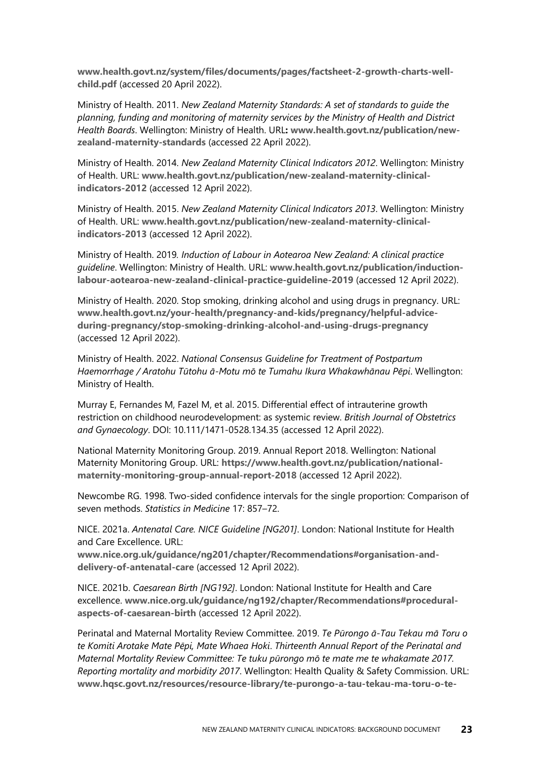**www.health.govt.nz/system/files/documents/pages/factsheet-2-growth-charts-well-child.pdf** (accessed 20 April 2022).

Ministry of Health. 2011. *New Zealand Maternity Standards: A set of standards to guide the planning, funding and monitoring of maternity services by the Ministry of Health and District Health Boards*. Wellington: Ministry of Health. URL**: www.health.govt.nz/publication/new-zealand-maternity-standards** (accessed 22 April 2022).

Ministry of Health. 2014. *New Zealand Maternity Clinical Indicators 2012*. Wellington: Ministry of Health. URL: **www.health.govt.nz/publication/new-zealand-maternity-clinical-indicators-2012** (accessed 12 April 2022).

Ministry of Health. 2015. *New Zealand Maternity Clinical Indicators 2013*. Wellington: Ministry of Health. URL: **www.health.govt.nz/publication/new-zealand-maternity-clinical-indicators-2013** (accessed 12 April 2022).

Ministry of Health. 2019*. Induction of Labour in Aotearoa New Zealand: A clinical practice guideline*. Wellington: Ministry of Health. URL: **www.health.govt.nz/publication/induction-labour-aotearoa-new-zealand-clinical-practice-guideline-2019** (accessed 12 April 2022).

Ministry of Health. 2020. Stop smoking, drinking alcohol and using drugs in pregnancy. URL: **www.health.govt.nz/your-health/pregnancy-and-kids/pregnancy/helpful-advice-during-pregnancy/stop-smoking-drinking-alcohol-and-using-drugs-pregnancy** (accessed 12 April 2022).

Ministry of Health. 2022. *National Consensus Guideline for Treatment of Postpartum Haemorrhage / Aratohu Tūtohu ā-Motu mō te Tumahu Ikura Whakawhānau Pēpi*. Wellington: Ministry of Health.

Murray E, Fernandes M, Fazel M, et al. 2015. Differential effect of intrauterine growth restriction on childhood neurodevelopment: as systemic review. *British Journal of Obstetrics and Gynaecology*. DOI: 10.111/1471-0528.134.35 (accessed 12 April 2022).

National Maternity Monitoring Group. 2019. Annual Report 2018. Wellington: National Maternity Monitoring Group. URL: **https://www.health.govt.nz/publication/national-maternity-monitoring-group-annual-report-2018** (accessed 12 April 2022).

Newcombe RG. 1998. Two-sided confidence intervals for the single proportion: Comparison of seven methods. *Statistics in Medicine* 17: 857–72.

NICE. 2021a. *Antenatal Care. NICE Guideline [NG201]*. London: National Institute for Health and Care Excellence. URL: **www.nice.org.uk/guidance/ng201/chapter/Recommendations#organisation-and-delivery-of-antenatal-care** (accessed 12 April 2022).

NICE. 2021b. *Caesarean Birth [NG192]*. London: National Institute for Health and Care excellence. **www.nice.org.uk/guidance/ng192/chapter/Recommendations#procedural-aspects-of-caesarean-birth** (accessed 12 April 2022).

Perinatal and Maternal Mortality Review Committee. 2019. *Te Pūrongo ā-Tau Tekau mā Toru o te Komiti Arotake Mate Pēpi, Mate Whaea Hoki*. *Thirteenth Annual Report of the Perinatal and Maternal Mortality Review Committee: Te tuku pūrongo mō te mate me te whakamate 2017. Reporting mortality and morbidity 2017*. Wellington: Health Quality & Safety Commission. URL: **www.hqsc.govt.nz/resources/resource-library/te-purongo-a-tau-tekau-ma-toru-o-te-**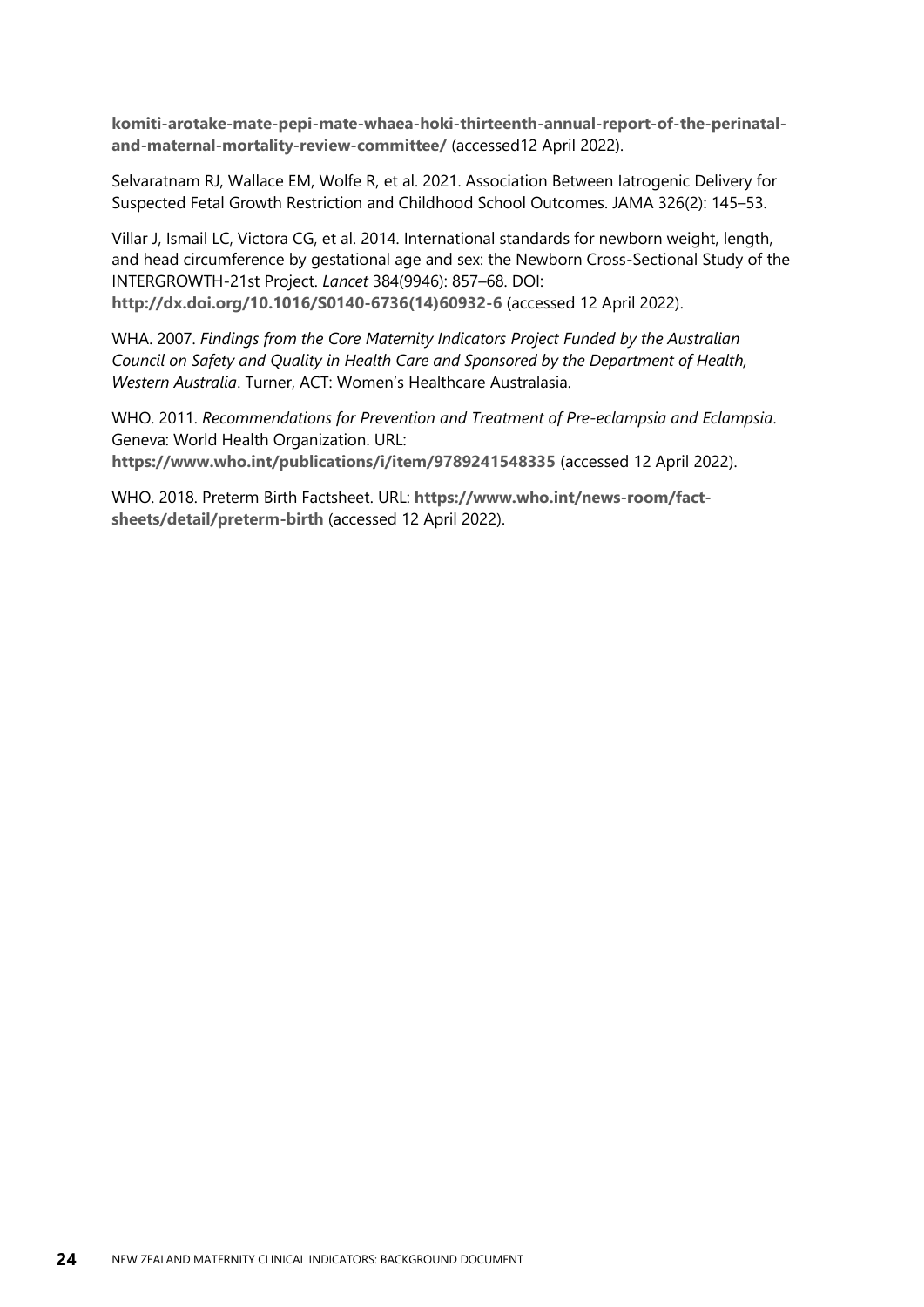**komiti-arotake-mate-pepi-mate-whaea-hoki-thirteenth-annual-report-of-the-perinatal-and-maternal-mortality-review-committee/** (accessed12 April 2022).

Selvaratnam RJ, Wallace EM, Wolfe R, et al. 2021. Association Between Iatrogenic Delivery for Suspected Fetal Growth Restriction and Childhood School Outcomes. JAMA 326(2): 145–53.

Villar J, Ismail LC, Victora CG, et al. 2014. International standards for newborn weight, length, and head circumference by gestational age and sex: the Newborn Cross-Sectional Study of the INTERGROWTH-21st Project. *Lancet* 384(9946): 857–68. DOI: **http://dx.doi.org/10.1016/S0140-6736(14)60932-6** (accessed 12 April 2022).

WHA. 2007. *Findings from the Core Maternity Indicators Project Funded by the Australian Council on Safety and Quality in Health Care and Sponsored by the Department of Health, Western Australia*. Turner, ACT: Women's Healthcare Australasia.

WHO. 2011. *Recommendations for Prevention and Treatment of Pre-eclampsia and Eclampsia*. Geneva: World Health Organization. URL: **https://www.who.int/publications/i/item/9789241548335** (accessed 12 April 2022).

WHO. 2018. Preterm Birth Factsheet. URL: **https://www.who.int/news-room/fact-sheets/detail/preterm-birth** (accessed 12 April 2022).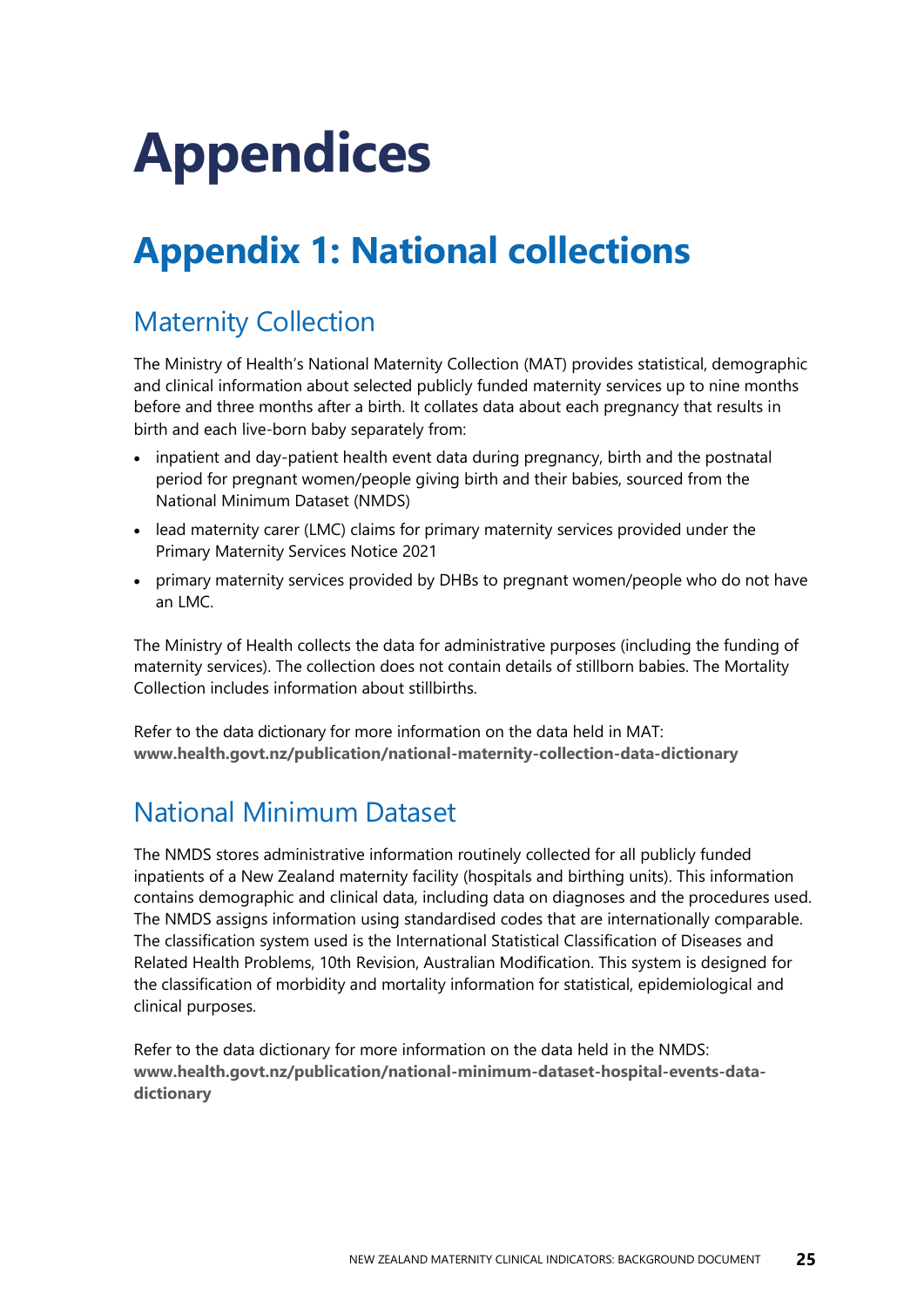# Appendices

## Appendix 1: National collections

### Maternity Collection

The Ministry of Health's National Maternity Collection (MAT) provides statistical, demographic and clinical information about selected publicly funded maternity services up to nine months before and three months after a birth. It collates data about each pregnancy that results in birth and each live-born baby separately from:

- inpatient and day-patient health event data during pregnancy, birth and the postnatal period for pregnant women/people giving birth and their babies, sourced from the National Minimum Dataset (NMDS)
- lead maternity carer (LMC) claims for primary maternity services provided under the Primary Maternity Services Notice 2021
- primary maternity services provided by DHBs to pregnant women/people who do not have an LMC.

The Ministry of Health collects the data for administrative purposes (including the funding of maternity services). The collection does not contain details of stillborn babies. The Mortality Collection includes information about stillbirths.

Refer to the data dictionary for more information on the data held in MAT: **www.health.govt.nz/publication/national-maternity-collection-data-dictionary**

### National Minimum Dataset

The NMDS stores administrative information routinely collected for all publicly funded inpatients of a New Zealand maternity facility (hospitals and birthing units). This information contains demographic and clinical data, including data on diagnoses and the procedures used. The NMDS assigns information using standardised codes that are internationally comparable. The classification system used is the International Statistical Classification of Diseases and Related Health Problems, 10th Revision, Australian Modification. This system is designed for the classification of morbidity and mortality information for statistical, epidemiological and clinical purposes.

Refer to the data dictionary for more information on the data held in the NMDS: **www.health.govt.nz/publication/national-minimum-dataset-hospital-events-data-dictionary**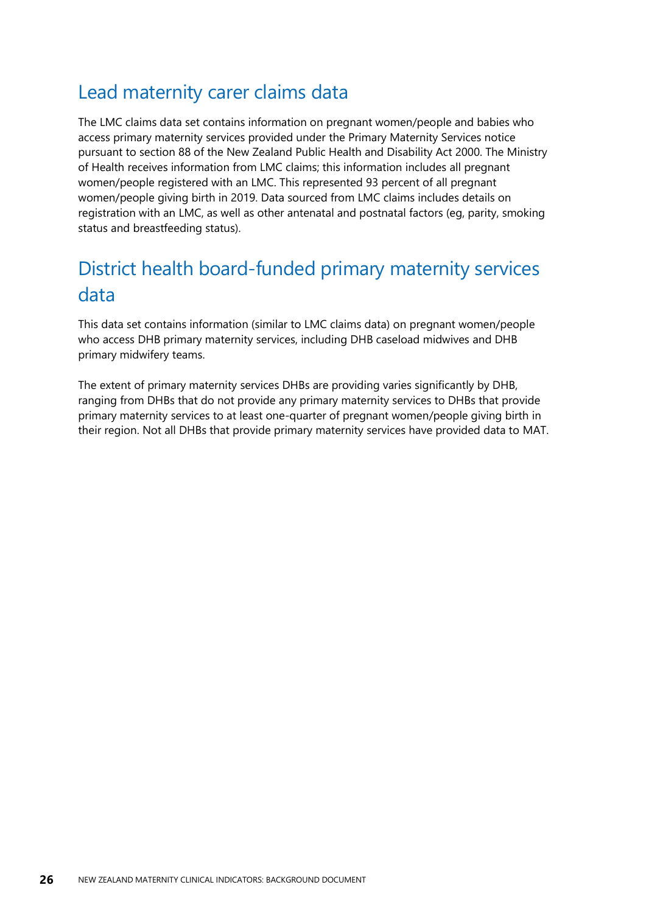## Lead maternity carer claims data

The LMC claims data set contains information on pregnant women/people and babies who access primary maternity services provided under the Primary Maternity Services notice pursuant to section 88 of the New Zealand Public Health and Disability Act 2000. The Ministry of Health receives information from LMC claims; this information includes all pregnant women/people registered with an LMC. This represented 93 percent of all pregnant women/people giving birth in 2019. Data sourced from LMC claims includes details on registration with an LMC, as well as other antenatal and postnatal factors (eg, parity, smoking status and breastfeeding status).

## District health board-funded primary maternity services data

This data set contains information (similar to LMC claims data) on pregnant women/people who access DHB primary maternity services, including DHB caseload midwives and DHB primary midwifery teams.

The extent of primary maternity services DHBs are providing varies significantly by DHB, ranging from DHBs that do not provide any primary maternity services to DHBs that provide primary maternity services to at least one-quarter of pregnant women/people giving birth in their region. Not all DHBs that provide primary maternity services have provided data to MAT.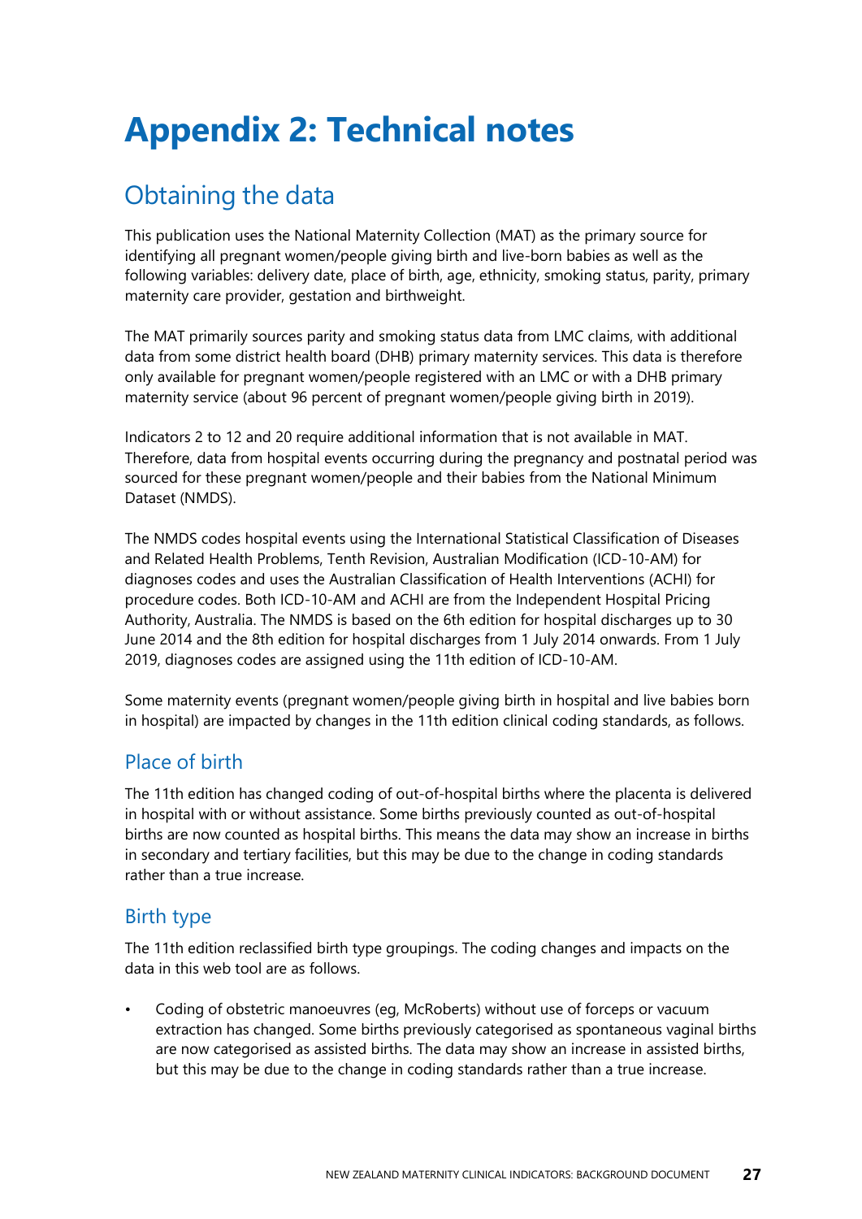# Appendix 2: Technical notes

## Obtaining the data

This publication uses the National Maternity Collection (MAT) as the primary source for identifying all pregnant women/people giving birth and live-born babies as well as the following variables: delivery date, place of birth, age, ethnicity, smoking status, parity, primary maternity care provider, gestation and birthweight.

The MAT primarily sources parity and smoking status data from LMC claims, with additional data from some district health board (DHB) primary maternity services. This data is therefore only available for pregnant women/people registered with an LMC or with a DHB primary maternity service (about 96 percent of pregnant women/people giving birth in 2019).

Indicators 2 to 12 and 20 require additional information that is not available in MAT. Therefore, data from hospital events occurring during the pregnancy and postnatal period was sourced for these pregnant women/people and their babies from the National Minimum Dataset (NMDS).

The NMDS codes hospital events using the International Statistical Classification of Diseases and Related Health Problems, Tenth Revision, Australian Modification (ICD-10-AM) for diagnoses codes and uses the Australian Classification of Health Interventions (ACHI) for procedure codes. Both ICD-10-AM and ACHI are from the Independent Hospital Pricing Authority, Australia. The NMDS is based on the 6th edition for hospital discharges up to 30 June 2014 and the 8th edition for hospital discharges from 1 July 2014 onwards. From 1 July 2019, diagnoses codes are assigned using the 11th edition of ICD-10-AM.

Some maternity events (pregnant women/people giving birth in hospital and live babies born in hospital) are impacted by changes in the 11th edition clinical coding standards, as follows.

### Place of birth

The 11th edition has changed coding of out-of-hospital births where the placenta is delivered in hospital with or without assistance. Some births previously counted as out-of-hospital births are now counted as hospital births. This means the data may show an increase in births in secondary and tertiary facilities, but this may be due to the change in coding standards rather than a true increase.

### Birth type

The 11th edition reclassified birth type groupings. The coding changes and impacts on the data in this web tool are as follows.

- Coding of obstetric manoeuvres (eg, McRoberts) without use of forceps or vacuum extraction has changed. Some births previously categorised as spontaneous vaginal births are now categorised as assisted births. The data may show an increase in assisted births, but this may be due to the change in coding standards rather than a true increase.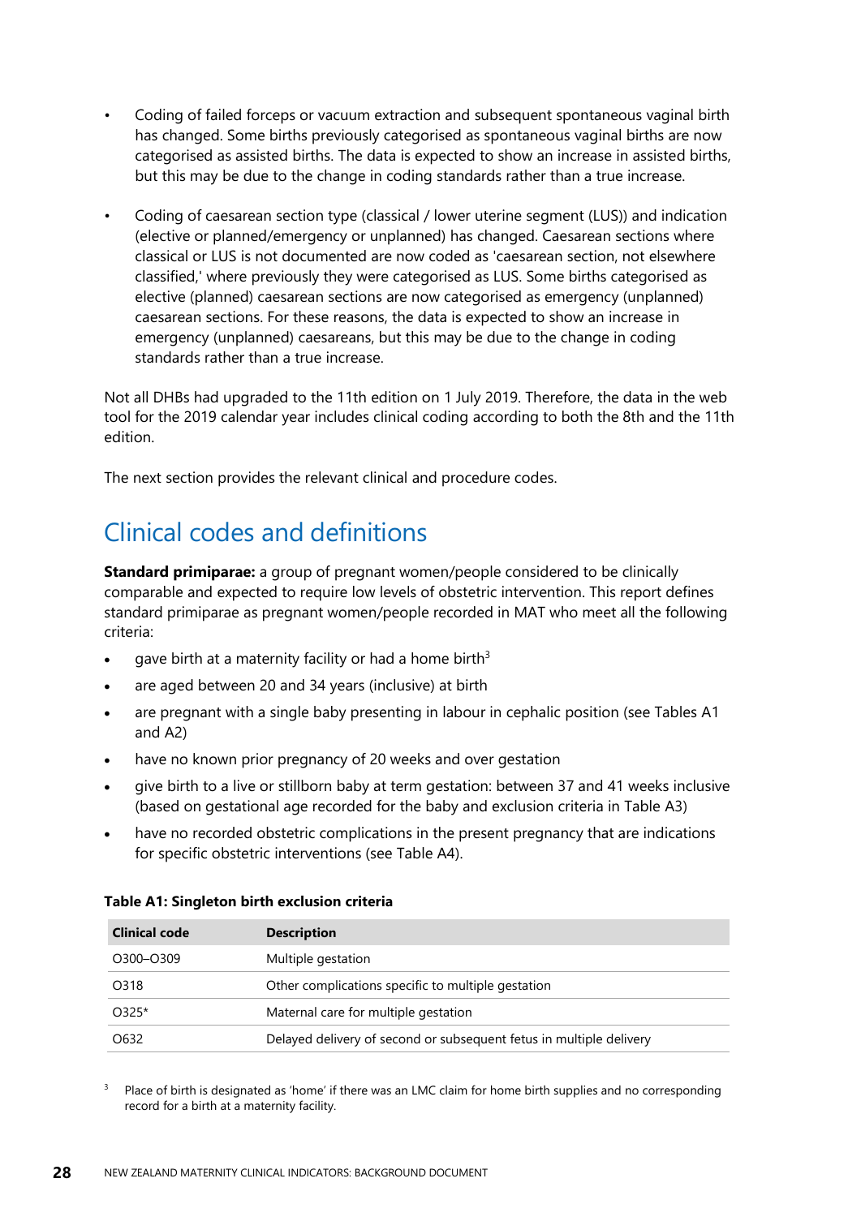- Coding of failed forceps or vacuum extraction and subsequent spontaneous vaginal birth has changed. Some births previously categorised as spontaneous vaginal births are now categorised as assisted births. The data is expected to show an increase in assisted births, but this may be due to the change in coding standards rather than a true increase.

- Coding of caesarean section type (classical / lower uterine segment (LUS)) and indication (elective or planned/emergency or unplanned) has changed. Caesarean sections where classical or LUS is not documented are now coded as 'caesarean section, not elsewhere classified,' where previously they were categorised as LUS. Some births categorised as elective (planned) caesarean sections are now categorised as emergency (unplanned) caesarean sections. For these reasons, the data is expected to show an increase in emergency (unplanned) caesareans, but this may be due to the change in coding standards rather than a true increase.

Not all DHBs had upgraded to the 11th edition on 1 July 2019. Therefore, the data in the web tool for the 2019 calendar year includes clinical coding according to both the 8th and the 11th edition.

The next section provides the relevant clinical and procedure codes.

## Clinical codes and definitions

**Standard primiparae:** a group of pregnant women/people considered to be clinically comparable and expected to require low levels of obstetric intervention. This report defines standard primiparae as pregnant women/people recorded in MAT who meet all the following criteria:

- gave birth at a maternity facility or had a home birth[3]
- are aged between 20 and 34 years (inclusive) at birth
- are pregnant with a single baby presenting in labour in cephalic position (see Tables A1 and A2)
- have no known prior pregnancy of 20 weeks and over gestation
- give birth to a live or stillborn baby at term gestation: between 37 and 41 weeks inclusive (based on gestational age recorded for the baby and exclusion criteria in Table A3)
- have no recorded obstetric complications in the present pregnancy that are indications for specific obstetric interventions (see Table A4).

**Table A1: Singleton birth exclusion criteria**

| Clinical code | Description |
| --- | --- |
| O300–O309 | Multiple gestation |
| O318 | Other complications specific to multiple gestation |
| O325* | Maternal care for multiple gestation |
| O632 | Delayed delivery of second or subsequent fetus in multiple delivery |

[3] Place of birth is designated as 'home' if there was an LMC claim for home birth supplies and no corresponding record for a birth at a maternity facility.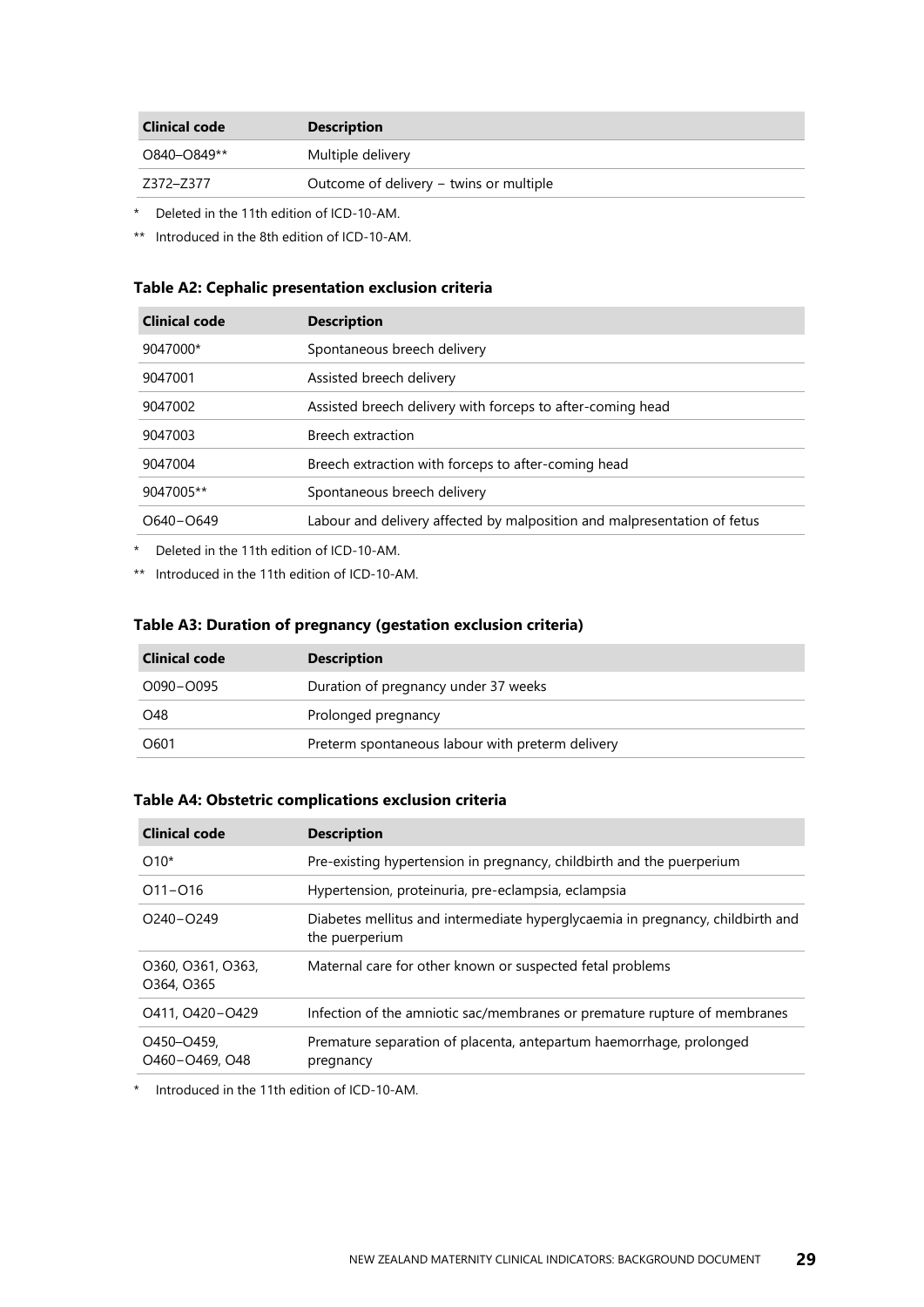| Clinical code | Description |
| --- | --- |
| O840–O849** | Multiple delivery |
| Z372–Z377 | Outcome of delivery – twins or multiple |

* Deleted in the 11th edition of ICD-10-AM.

** Introduced in the 8th edition of ICD-10-AM.

### Table A2: Cephalic presentation exclusion criteria

| Clinical code | Description |
| --- | --- |
| 9047000* | Spontaneous breech delivery |
| 9047001 | Assisted breech delivery |
| 9047002 | Assisted breech delivery with forceps to after-coming head |
| 9047003 | Breech extraction |
| 9047004 | Breech extraction with forceps to after-coming head |
| 9047005** | Spontaneous breech delivery |
| O640–O649 | Labour and delivery affected by malposition and malpresentation of fetus |

* Deleted in the 11th edition of ICD-10-AM.

** Introduced in the 11th edition of ICD-10-AM.

### Table A3: Duration of pregnancy (gestation exclusion criteria)

| Clinical code | Description |
| --- | --- |
| O090–O095 | Duration of pregnancy under 37 weeks |
| O48 | Prolonged pregnancy |
| O601 | Preterm spontaneous labour with preterm delivery |

### Table A4: Obstetric complications exclusion criteria

| Clinical code | Description |
| --- | --- |
| O10* | Pre-existing hypertension in pregnancy, childbirth and the puerperium |
| O11–O16 | Hypertension, proteinuria, pre-eclampsia, eclampsia |
| O240–O249 | Diabetes mellitus and intermediate hyperglycaemia in pregnancy, childbirth and the puerperium |
| O360, O361, O363, O364, O365 | Maternal care for other known or suspected fetal problems |
| O411, O420–O429 | Infection of the amniotic sac/membranes or premature rupture of membranes |
| O450–O459, O460–O469, O48 | Premature separation of placenta, antepartum haemorrhage, prolonged pregnancy |

* Introduced in the 11th edition of ICD-10-AM.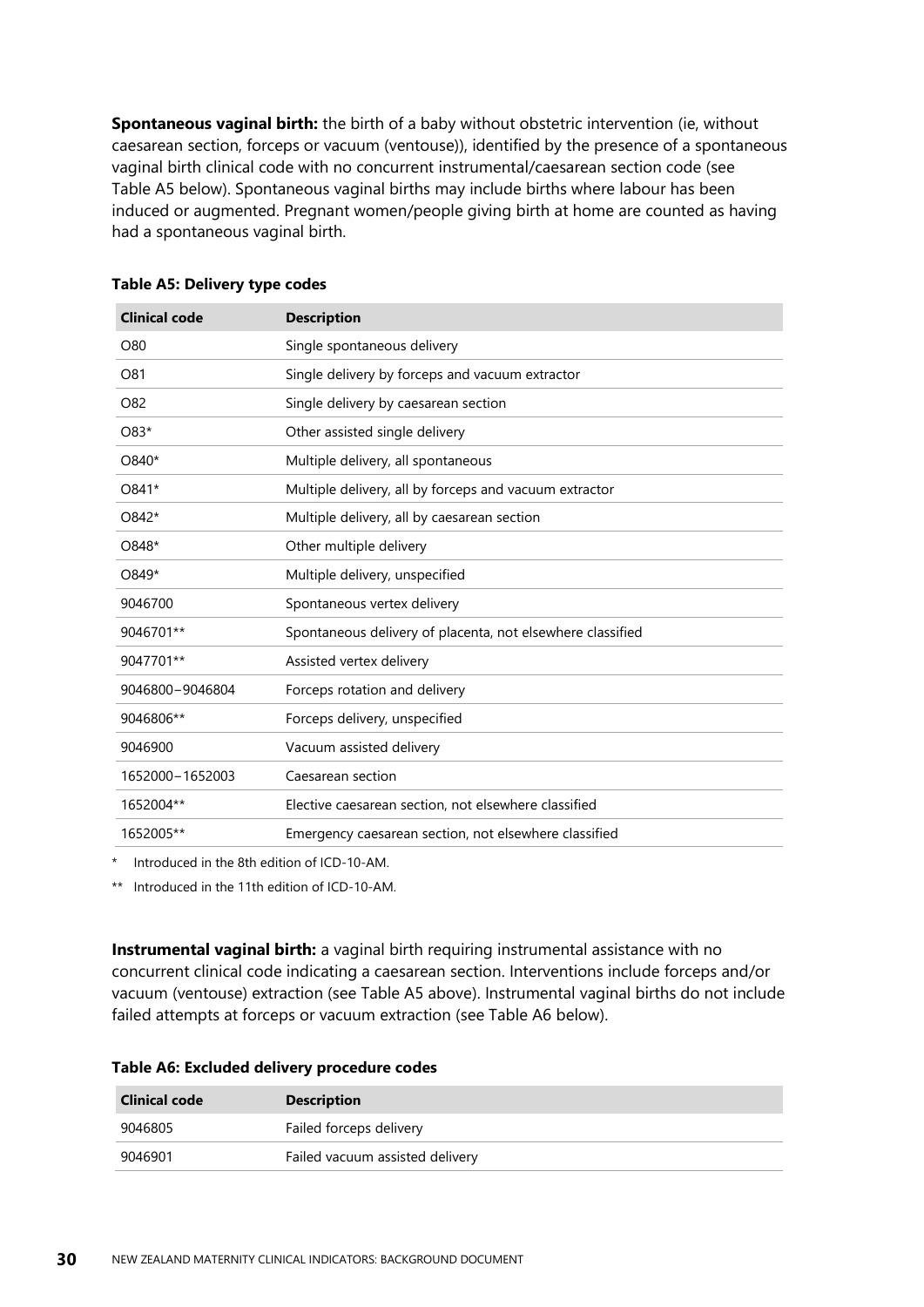**Spontaneous vaginal birth:** the birth of a baby without obstetric intervention (ie, without caesarean section, forceps or vacuum (ventouse)), identified by the presence of a spontaneous vaginal birth clinical code with no concurrent instrumental/caesarean section code (see Table A5 below). Spontaneous vaginal births may include births where labour has been induced or augmented. Pregnant women/people giving birth at home are counted as having had a spontaneous vaginal birth.

**Table A5: Delivery type codes**

| Clinical code | Description |
|---|---|
| O80 | Single spontaneous delivery |
| O81 | Single delivery by forceps and vacuum extractor |
| O82 | Single delivery by caesarean section |
| O83* | Other assisted single delivery |
| O840* | Multiple delivery, all spontaneous |
| O841* | Multiple delivery, all by forceps and vacuum extractor |
| O842* | Multiple delivery, all by caesarean section |
| O848* | Other multiple delivery |
| O849* | Multiple delivery, unspecified |
| 9046700 | Spontaneous vertex delivery |
| 9046701** | Spontaneous delivery of placenta, not elsewhere classified |
| 9047701** | Assisted vertex delivery |
| 9046800–9046804 | Forceps rotation and delivery |
| 9046806** | Forceps delivery, unspecified |
| 9046900 | Vacuum assisted delivery |
| 1652000–1652003 | Caesarean section |
| 1652004** | Elective caesarean section, not elsewhere classified |
| 1652005** | Emergency caesarean section, not elsewhere classified |

\* Introduced in the 8th edition of ICD-10-AM.

\*\* Introduced in the 11th edition of ICD-10-AM.

**Instrumental vaginal birth:** a vaginal birth requiring instrumental assistance with no concurrent clinical code indicating a caesarean section. Interventions include forceps and/or vacuum (ventouse) extraction (see Table A5 above). Instrumental vaginal births do not include failed attempts at forceps or vacuum extraction (see Table A6 below).

**Table A6: Excluded delivery procedure codes**

| Clinical code | Description |
|---|---|
| 9046805 | Failed forceps delivery |
| 9046901 | Failed vacuum assisted delivery |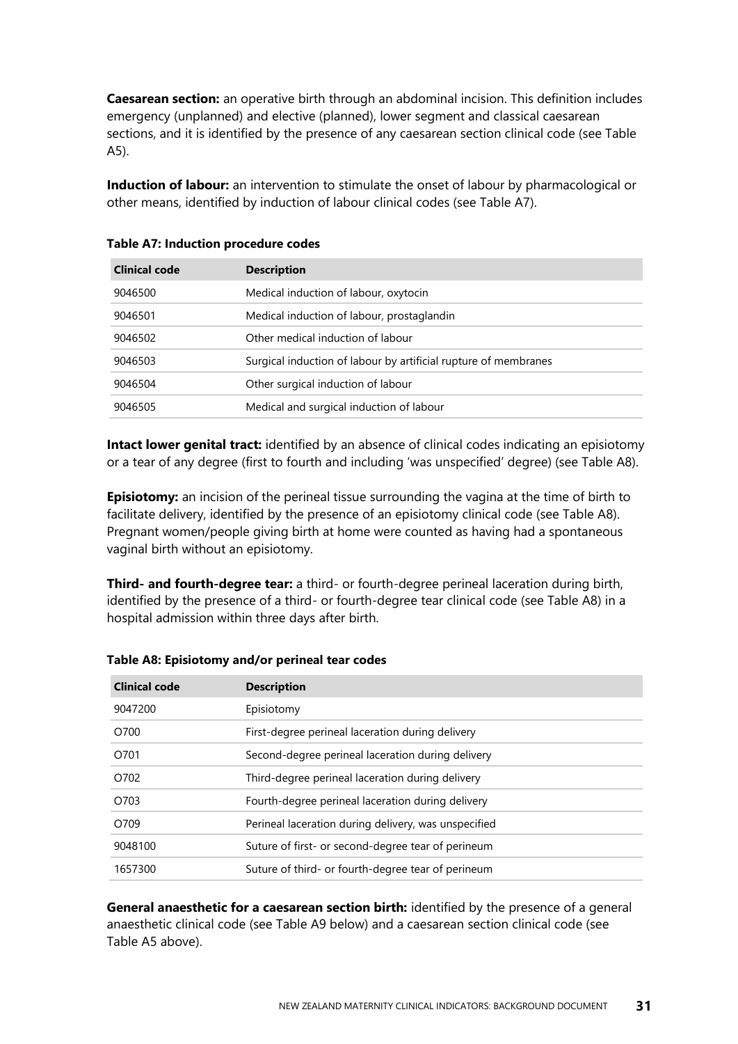**Caesarean section:** an operative birth through an abdominal incision. This definition includes emergency (unplanned) and elective (planned), lower segment and classical caesarean sections, and it is identified by the presence of any caesarean section clinical code (see Table A5).

**Induction of labour:** an intervention to stimulate the onset of labour by pharmacological or other means, identified by induction of labour clinical codes (see Table A7).

**Table A7: Induction procedure codes**

| Clinical code | Description |
|---|---|
| 9046500 | Medical induction of labour, oxytocin |
| 9046501 | Medical induction of labour, prostaglandin |
| 9046502 | Other medical induction of labour |
| 9046503 | Surgical induction of labour by artificial rupture of membranes |
| 9046504 | Other surgical induction of labour |
| 9046505 | Medical and surgical induction of labour |

**Intact lower genital tract:** identified by an absence of clinical codes indicating an episiotomy or a tear of any degree (first to fourth and including 'was unspecified' degree) (see Table A8).

**Episiotomy:** an incision of the perineal tissue surrounding the vagina at the time of birth to facilitate delivery, identified by the presence of an episiotomy clinical code (see Table A8). Pregnant women/people giving birth at home were counted as having had a spontaneous vaginal birth without an episiotomy.

**Third- and fourth-degree tear:** a third- or fourth-degree perineal laceration during birth, identified by the presence of a third- or fourth-degree tear clinical code (see Table A8) in a hospital admission within three days after birth.

**Table A8: Episiotomy and/or perineal tear codes**

| Clinical code | Description |
|---|---|
| 9047200 | Episiotomy |
| O700 | First-degree perineal laceration during delivery |
| O701 | Second-degree perineal laceration during delivery |
| O702 | Third-degree perineal laceration during delivery |
| O703 | Fourth-degree perineal laceration during delivery |
| O709 | Perineal laceration during delivery, was unspecified |
| 9048100 | Suture of first- or second-degree tear of perineum |
| 1657300 | Suture of third- or fourth-degree tear of perineum |

**General anaesthetic for a caesarean section birth:** identified by the presence of a general anaesthetic clinical code (see Table A9 below) and a caesarean section clinical code (see Table A5 above).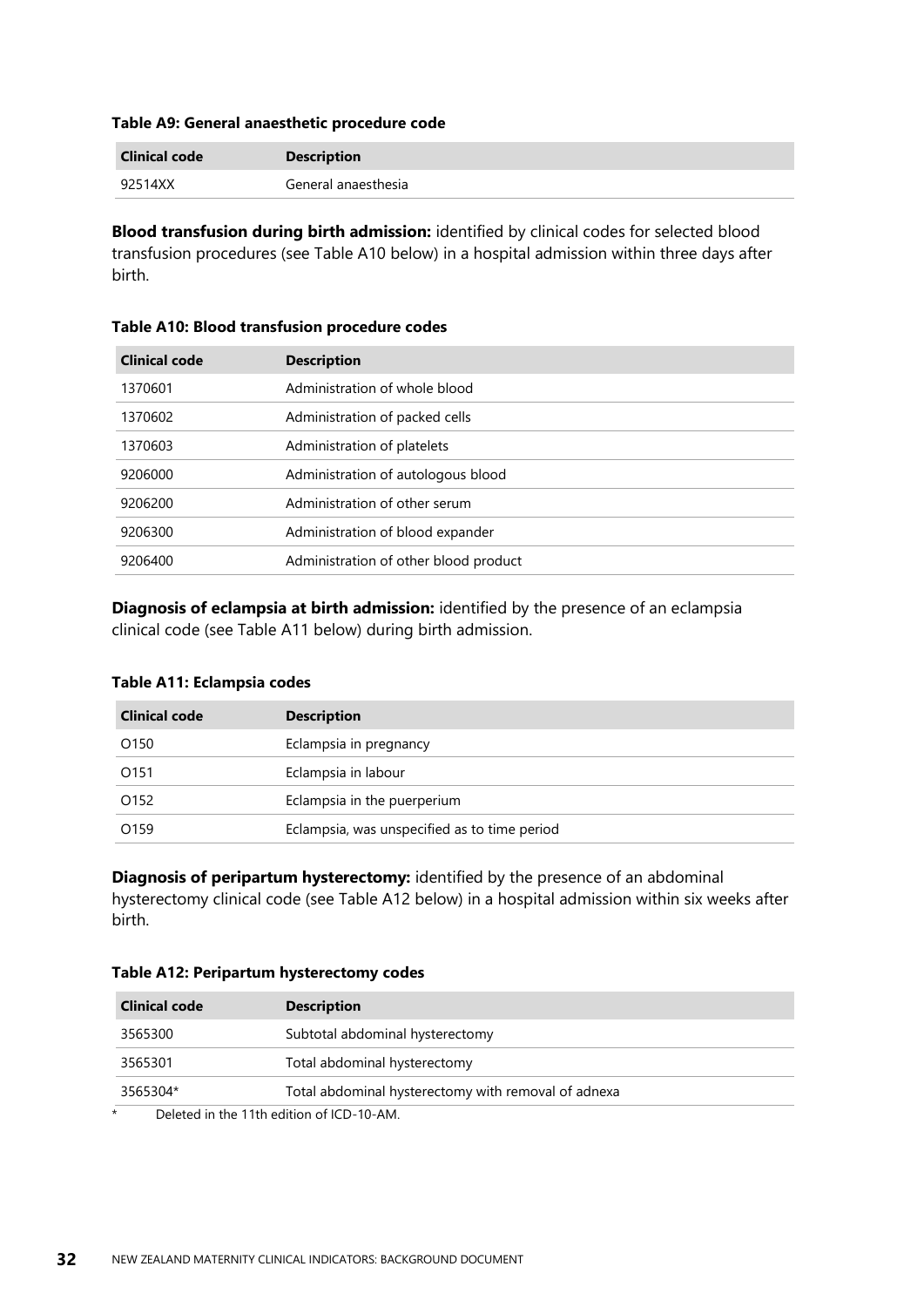**Table A9: General anaesthetic procedure code**

| Clinical code | Description |
|---|---|
| 92514XX | General anaesthesia |

**Blood transfusion during birth admission:** identified by clinical codes for selected blood transfusion procedures (see Table A10 below) in a hospital admission within three days after birth.

**Table A10: Blood transfusion procedure codes**

| Clinical code | Description |
|---|---|
| 1370601 | Administration of whole blood |
| 1370602 | Administration of packed cells |
| 1370603 | Administration of platelets |
| 9206000 | Administration of autologous blood |
| 9206200 | Administration of other serum |
| 9206300 | Administration of blood expander |
| 9206400 | Administration of other blood product |

**Diagnosis of eclampsia at birth admission:** identified by the presence of an eclampsia clinical code (see Table A11 below) during birth admission.

**Table A11: Eclampsia codes**

| Clinical code | Description |
|---|---|
| O150 | Eclampsia in pregnancy |
| O151 | Eclampsia in labour |
| O152 | Eclampsia in the puerperium |
| O159 | Eclampsia, was unspecified as to time period |

**Diagnosis of peripartum hysterectomy:** identified by the presence of an abdominal hysterectomy clinical code (see Table A12 below) in a hospital admission within six weeks after birth.

**Table A12: Peripartum hysterectomy codes**

| Clinical code | Description |
|---|---|
| 3565300 | Subtotal abdominal hysterectomy |
| 3565301 | Total abdominal hysterectomy |
| 3565304* | Total abdominal hysterectomy with removal of adnexa |

\* Deleted in the 11th edition of ICD-10-AM.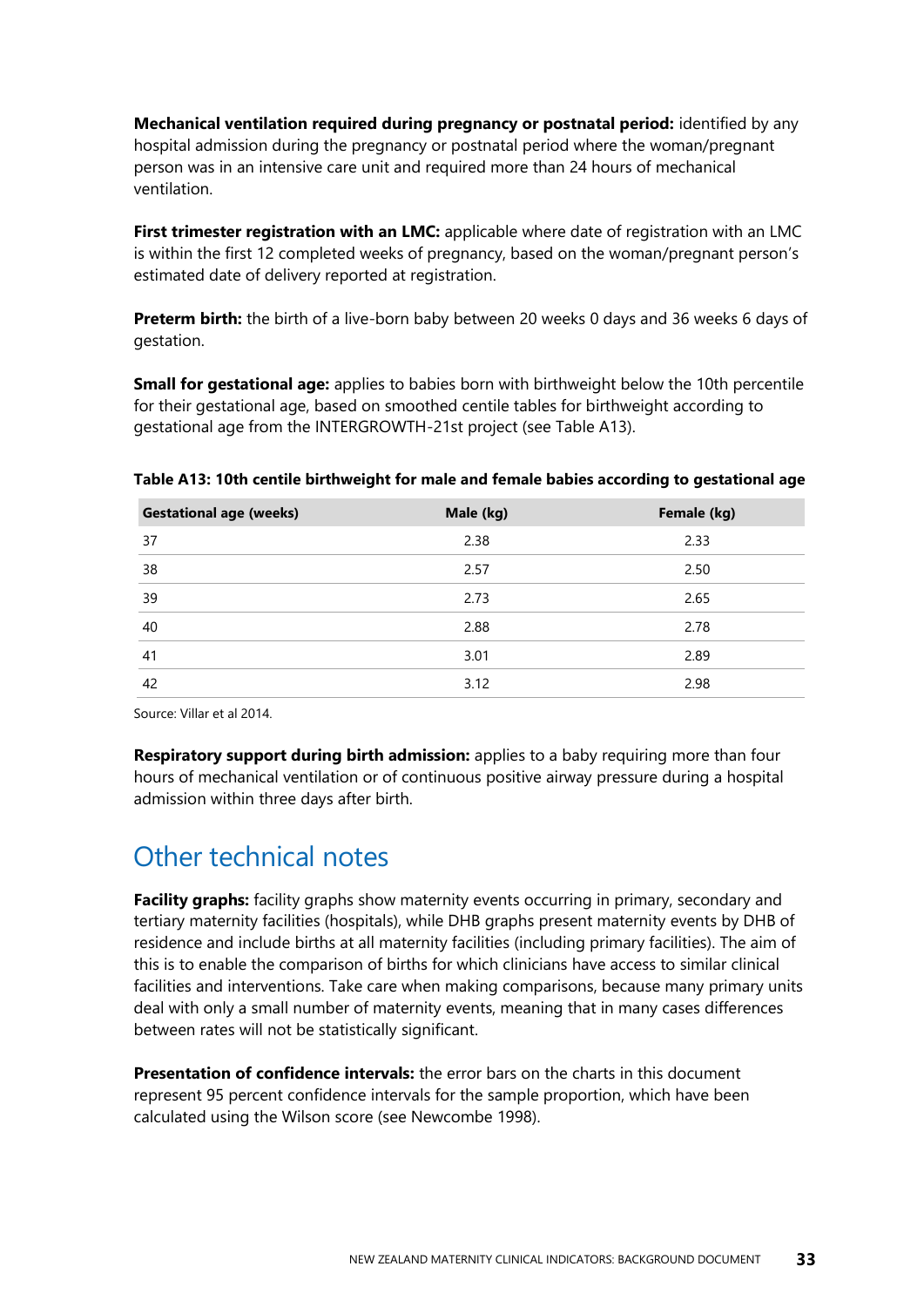**Mechanical ventilation required during pregnancy or postnatal period:** identified by any hospital admission during the pregnancy or postnatal period where the woman/pregnant person was in an intensive care unit and required more than 24 hours of mechanical ventilation.

**First trimester registration with an LMC:** applicable where date of registration with an LMC is within the first 12 completed weeks of pregnancy, based on the woman/pregnant person's estimated date of delivery reported at registration.

**Preterm birth:** the birth of a live-born baby between 20 weeks 0 days and 36 weeks 6 days of gestation.

**Small for gestational age:** applies to babies born with birthweight below the 10th percentile for their gestational age, based on smoothed centile tables for birthweight according to gestational age from the INTERGROWTH-21st project (see Table A13).

**Table A13: 10th centile birthweight for male and female babies according to gestational age**

| Gestational age (weeks) | Male (kg) | Female (kg) |
|---|---|---|
| 37 | 2.38 | 2.33 |
| 38 | 2.57 | 2.50 |
| 39 | 2.73 | 2.65 |
| 40 | 2.88 | 2.78 |
| 41 | 3.01 | 2.89 |
| 42 | 3.12 | 2.98 |

Source: Villar et al 2014.

**Respiratory support during birth admission:** applies to a baby requiring more than four hours of mechanical ventilation or of continuous positive airway pressure during a hospital admission within three days after birth.

## Other technical notes

**Facility graphs:** facility graphs show maternity events occurring in primary, secondary and tertiary maternity facilities (hospitals), while DHB graphs present maternity events by DHB of residence and include births at all maternity facilities (including primary facilities). The aim of this is to enable the comparison of births for which clinicians have access to similar clinical facilities and interventions. Take care when making comparisons, because many primary units deal with only a small number of maternity events, meaning that in many cases differences between rates will not be statistically significant.

**Presentation of confidence intervals:** the error bars on the charts in this document represent 95 percent confidence intervals for the sample proportion, which have been calculated using the Wilson score (see Newcombe 1998).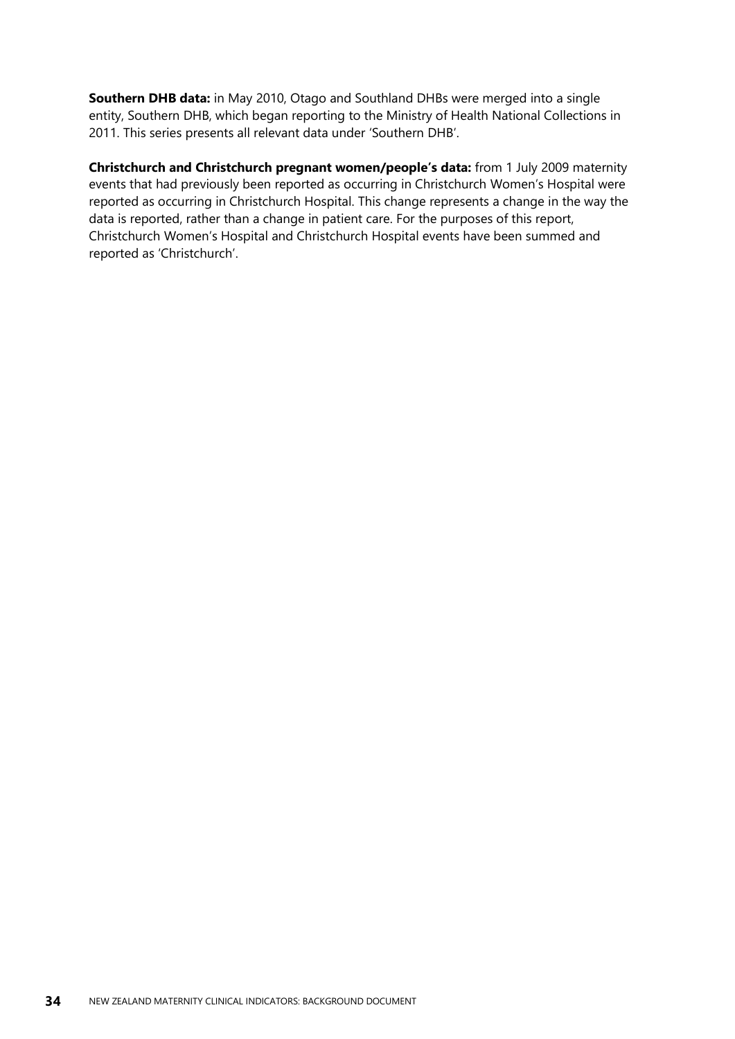**Southern DHB data:** in May 2010, Otago and Southland DHBs were merged into a single entity, Southern DHB, which began reporting to the Ministry of Health National Collections in 2011. This series presents all relevant data under 'Southern DHB'.

**Christchurch and Christchurch pregnant women/people's data:** from 1 July 2009 maternity events that had previously been reported as occurring in Christchurch Women's Hospital were reported as occurring in Christchurch Hospital. This change represents a change in the way the data is reported, rather than a change in patient care. For the purposes of this report, Christchurch Women's Hospital and Christchurch Hospital events have been summed and reported as 'Christchurch'.